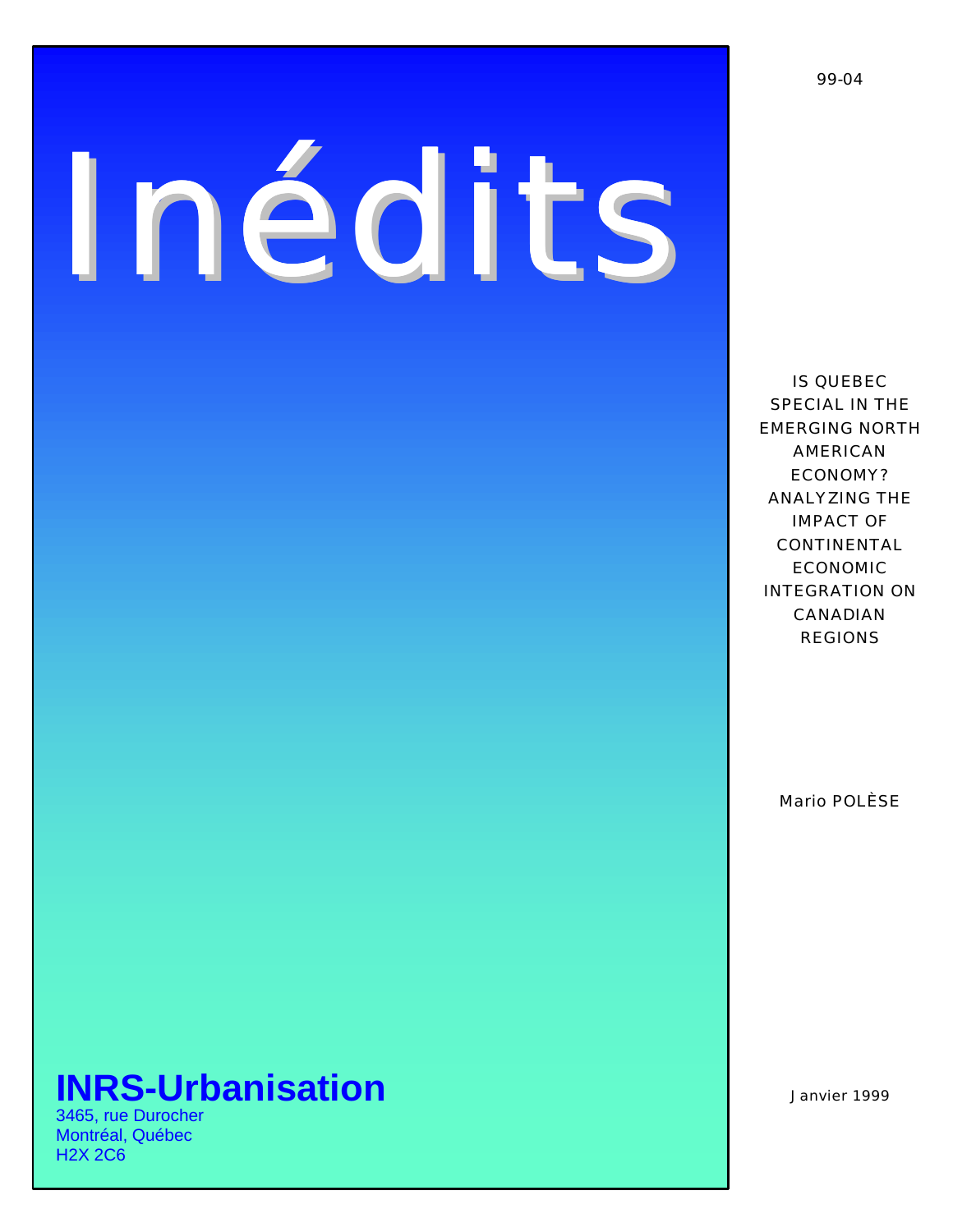# Inédits

99-04

IS QUEBEC SPECIAL IN THE EMERGING NORTH AMERICAN ECONOMY? ANALYZING THE IMPACT OF CONTINENTAL ECONOMIC INTEGRATION ON CANADIAN REGIONS

Mario POLÈSE

Janvier 1999

**INRS-Urbanisation**

3465, rue Durocher
Montréal, Québec
H2X 2C6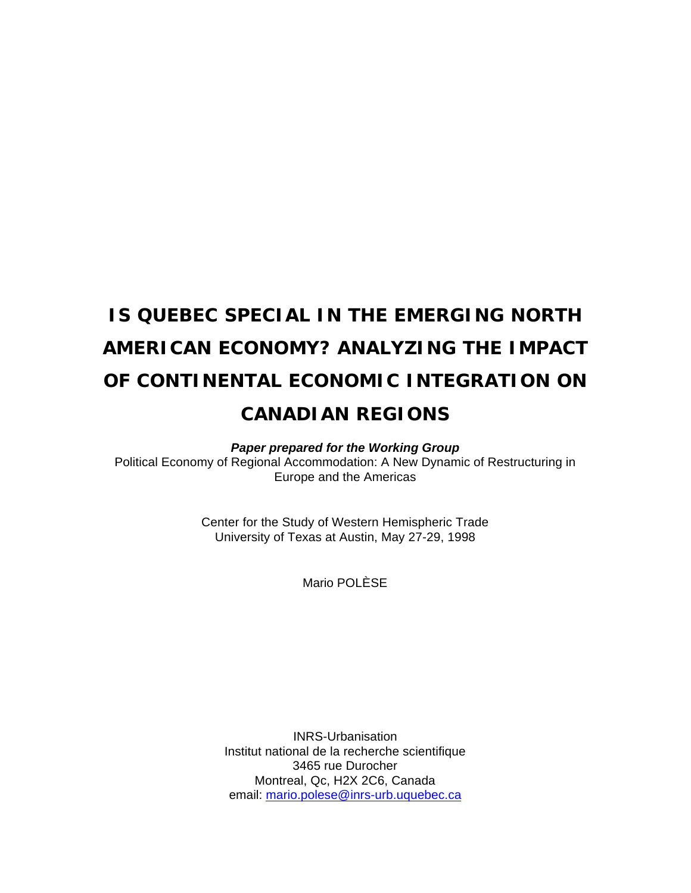# IS QUEBEC SPECIAL IN THE EMERGING NORTH AMERICAN ECONOMY? ANALYZING THE IMPACT OF CONTINENTAL ECONOMIC INTEGRATION ON CANADIAN REGIONS

***Paper prepared for the Working Group***

Political Economy of Regional Accommodation: A New Dynamic of Restructuring in Europe and the Americas

Center for the Study of Western Hemispheric Trade
University of Texas at Austin, May 27-29, 1998

Mario POLÈSE

INRS-Urbanisation
Institut national de la recherche scientifique
3465 rue Durocher
Montreal, Qc, H2X 2C6, Canada
email: mario.polese@inrs-urb.uquebec.ca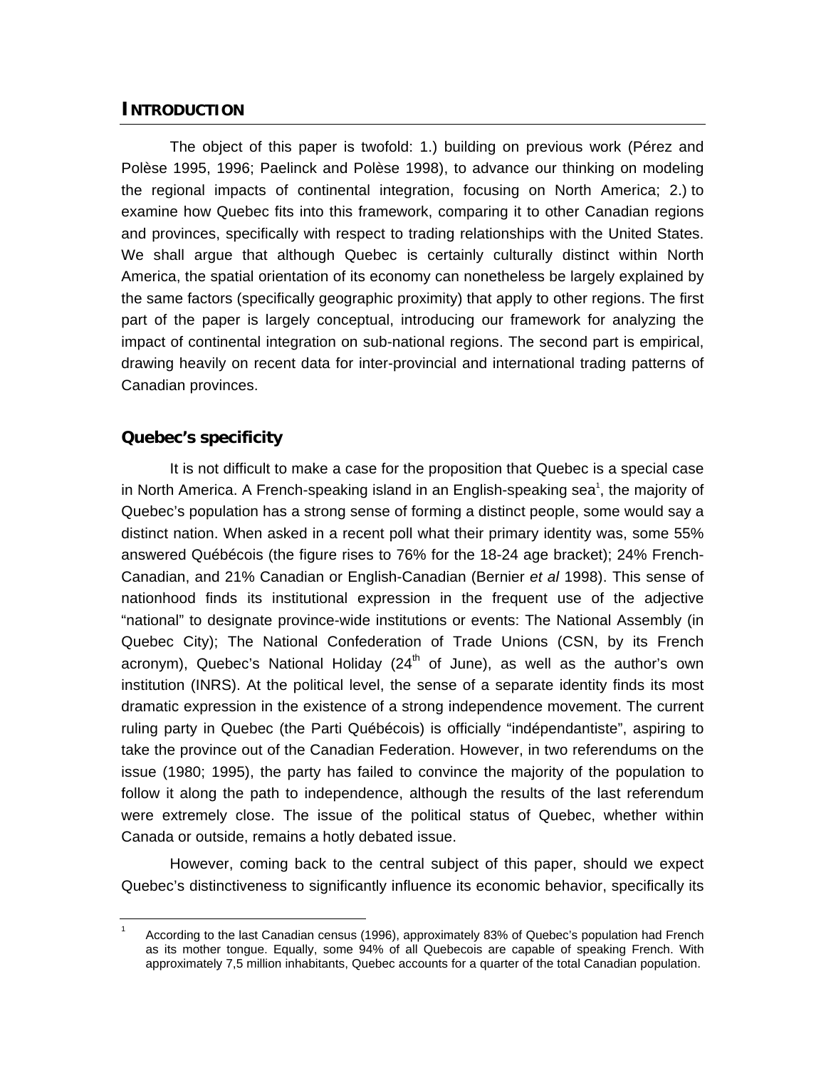## INTRODUCTION

The object of this paper is twofold: 1.) building on previous work (Pérez and Polèse 1995, 1996; Paelinck and Polèse 1998), to advance our thinking on modeling the regional impacts of continental integration, focusing on North America; 2.) to examine how Quebec fits into this framework, comparing it to other Canadian regions and provinces, specifically with respect to trading relationships with the United States. We shall argue that although Quebec is certainly culturally distinct within North America, the spatial orientation of its economy can nonetheless be largely explained by the same factors (specifically geographic proximity) that apply to other regions. The first part of the paper is largely conceptual, introducing our framework for analyzing the impact of continental integration on sub-national regions. The second part is empirical, drawing heavily on recent data for inter-provincial and international trading patterns of Canadian provinces.

### Quebec's specificity

It is not difficult to make a case for the proposition that Quebec is a special case in North America. A French-speaking island in an English-speaking sea[1], the majority of Quebec's population has a strong sense of forming a distinct people, some would say a distinct nation. When asked in a recent poll what their primary identity was, some 55% answered Québécois (the figure rises to 76% for the 18-24 age bracket); 24% French-Canadian, and 21% Canadian or English-Canadian (Bernier *et al* 1998). This sense of nationhood finds its institutional expression in the frequent use of the adjective "national" to designate province-wide institutions or events: The National Assembly (in Quebec City); The National Confederation of Trade Unions (CSN, by its French acronym), Quebec's National Holiday (24[th] of June), as well as the author's own institution (INRS). At the political level, the sense of a separate identity finds its most dramatic expression in the existence of a strong independence movement. The current ruling party in Quebec (the Parti Québécois) is officially "indépendantiste", aspiring to take the province out of the Canadian Federation. However, in two referendums on the issue (1980; 1995), the party has failed to convince the majority of the population to follow it along the path to independence, although the results of the last referendum were extremely close. The issue of the political status of Quebec, whether within Canada or outside, remains a hotly debated issue.

However, coming back to the central subject of this paper, should we expect Quebec's distinctiveness to significantly influence its economic behavior, specifically its

---

[1] According to the last Canadian census (1996), approximately 83% of Quebec's population had French as its mother tongue. Equally, some 94% of all Quebecois are capable of speaking French. With approximately 7,5 million inhabitants, Quebec accounts for a quarter of the total Canadian population.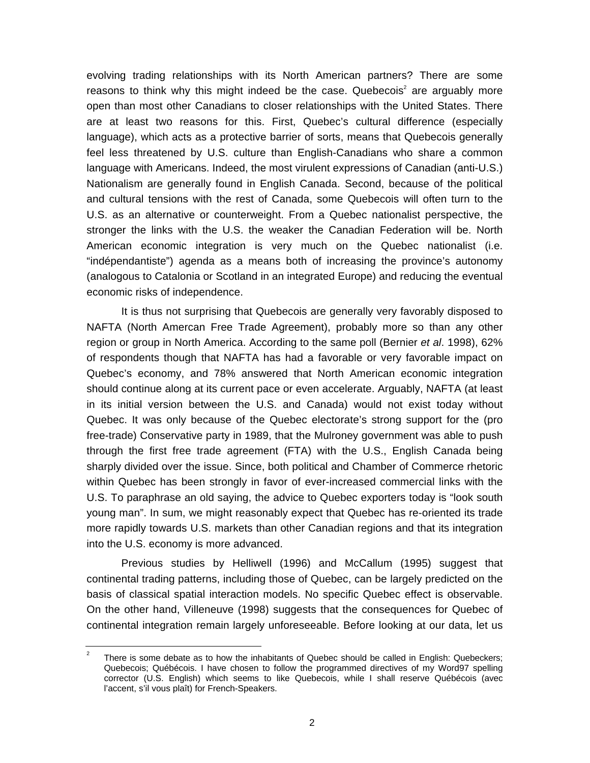evolving trading relationships with its North American partners? There are some reasons to think why this might indeed be the case. Quebecois[2] are arguably more open than most other Canadians to closer relationships with the United States. There are at least two reasons for this. First, Quebec's cultural difference (especially language), which acts as a protective barrier of sorts, means that Quebecois generally feel less threatened by U.S. culture than English-Canadians who share a common language with Americans. Indeed, the most virulent expressions of Canadian (anti-U.S.) Nationalism are generally found in English Canada. Second, because of the political and cultural tensions with the rest of Canada, some Quebecois will often turn to the U.S. as an alternative or counterweight. From a Quebec nationalist perspective, the stronger the links with the U.S. the weaker the Canadian Federation will be. North American economic integration is very much on the Quebec nationalist (i.e. "indépendantiste") agenda as a means both of increasing the province's autonomy (analogous to Catalonia or Scotland in an integrated Europe) and reducing the eventual economic risks of independence.

It is thus not surprising that Quebecois are generally very favorably disposed to NAFTA (North Amercan Free Trade Agreement), probably more so than any other region or group in North America. According to the same poll (Bernier *et al*. 1998), 62% of respondents though that NAFTA has had a favorable or very favorable impact on Quebec's economy, and 78% answered that North American economic integration should continue along at its current pace or even accelerate. Arguably, NAFTA (at least in its initial version between the U.S. and Canada) would not exist today without Quebec. It was only because of the Quebec electorate's strong support for the (pro free-trade) Conservative party in 1989, that the Mulroney government was able to push through the first free trade agreement (FTA) with the U.S., English Canada being sharply divided over the issue. Since, both political and Chamber of Commerce rhetoric within Quebec has been strongly in favor of ever-increased commercial links with the U.S. To paraphrase an old saying, the advice to Quebec exporters today is "look south young man". In sum, we might reasonably expect that Quebec has re-oriented its trade more rapidly towards U.S. markets than other Canadian regions and that its integration into the U.S. economy is more advanced.

Previous studies by Helliwell (1996) and McCallum (1995) suggest that continental trading patterns, including those of Quebec, can be largely predicted on the basis of classical spatial interaction models. No specific Quebec effect is observable. On the other hand, Villeneuve (1998) suggests that the consequences for Quebec of continental integration remain largely unforeseeable. Before looking at our data, let us

[2] There is some debate as to how the inhabitants of Quebec should be called in English: Quebeckers; Quebecois; Québécois. I have chosen to follow the programmed directives of my Word97 spelling corrector (U.S. English) which seems to like Quebecois, while I shall reserve Québécois (avec l'accent, s'il vous plaît) for French-Speakers.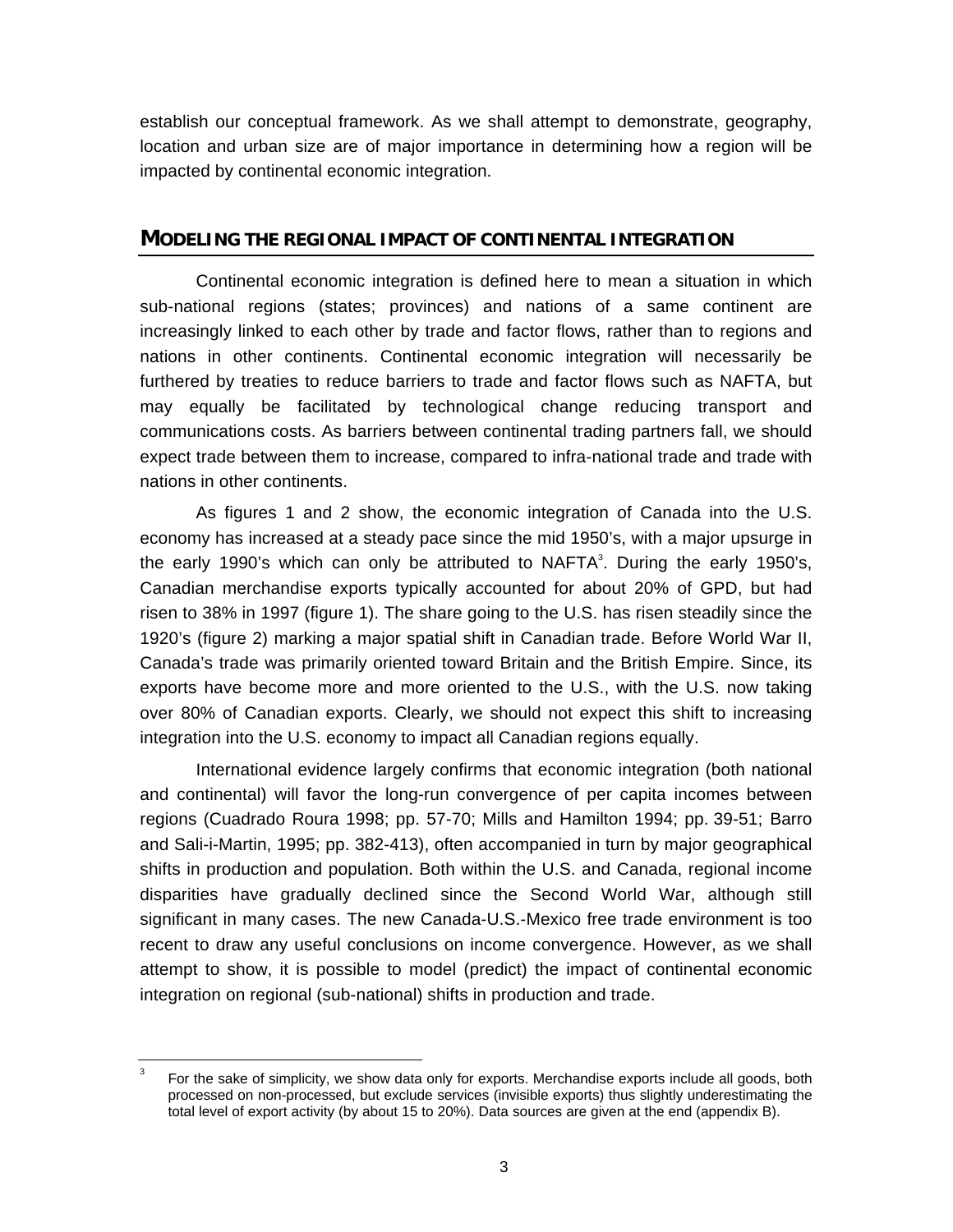establish our conceptual framework. As we shall attempt to demonstrate, geography, location and urban size are of major importance in determining how a region will be impacted by continental economic integration.

## MODELING THE REGIONAL IMPACT OF CONTINENTAL INTEGRATION

Continental economic integration is defined here to mean a situation in which sub-national regions (states; provinces) and nations of a same continent are increasingly linked to each other by trade and factor flows, rather than to regions and nations in other continents. Continental economic integration will necessarily be furthered by treaties to reduce barriers to trade and factor flows such as NAFTA, but may equally be facilitated by technological change reducing transport and communications costs. As barriers between continental trading partners fall, we should expect trade between them to increase, compared to infra-national trade and trade with nations in other continents.

As figures 1 and 2 show, the economic integration of Canada into the U.S. economy has increased at a steady pace since the mid 1950's, with a major upsurge in the early 1990's which can only be attributed to NAFTA[3]. During the early 1950's, Canadian merchandise exports typically accounted for about 20% of GPD, but had risen to 38% in 1997 (figure 1). The share going to the U.S. has risen steadily since the 1920's (figure 2) marking a major spatial shift in Canadian trade. Before World War II, Canada's trade was primarily oriented toward Britain and the British Empire. Since, its exports have become more and more oriented to the U.S., with the U.S. now taking over 80% of Canadian exports. Clearly, we should not expect this shift to increasing integration into the U.S. economy to impact all Canadian regions equally.

International evidence largely confirms that economic integration (both national and continental) will favor the long-run convergence of per capita incomes between regions (Cuadrado Roura 1998; pp. 57-70; Mills and Hamilton 1994; pp. 39-51; Barro and Sali-i-Martin, 1995; pp. 382-413), often accompanied in turn by major geographical shifts in production and population. Both within the U.S. and Canada, regional income disparities have gradually declined since the Second World War, although still significant in many cases. The new Canada-U.S.-Mexico free trade environment is too recent to draw any useful conclusions on income convergence. However, as we shall attempt to show, it is possible to model (predict) the impact of continental economic integration on regional (sub-national) shifts in production and trade.

---

[3] For the sake of simplicity, we show data only for exports. Merchandise exports include all goods, both processed on non-processed, but exclude services (invisible exports) thus slightly underestimating the total level of export activity (by about 15 to 20%). Data sources are given at the end (appendix B).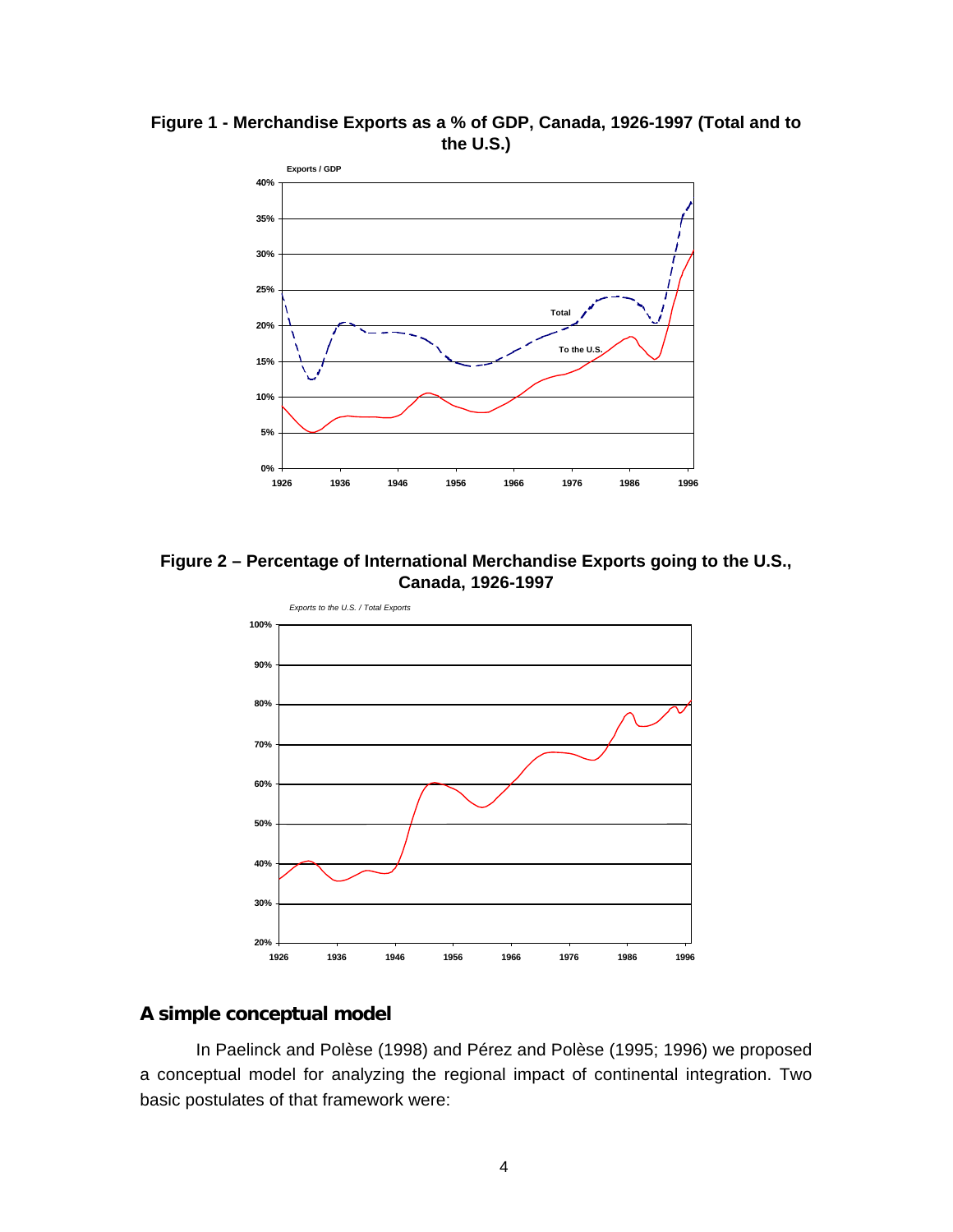**Figure 1 - Merchandise Exports as a % of GDP, Canada, 1926-1997 (Total and to the U.S.)**

**Figure 2 – Percentage of International Merchandise Exports going to the U.S., Canada, 1926-1997**

## A simple conceptual model

In Paelinck and Polèse (1998) and Pérez and Polèse (1995; 1996) we proposed a conceptual model for analyzing the regional impact of continental integration. Two basic postulates of that framework were: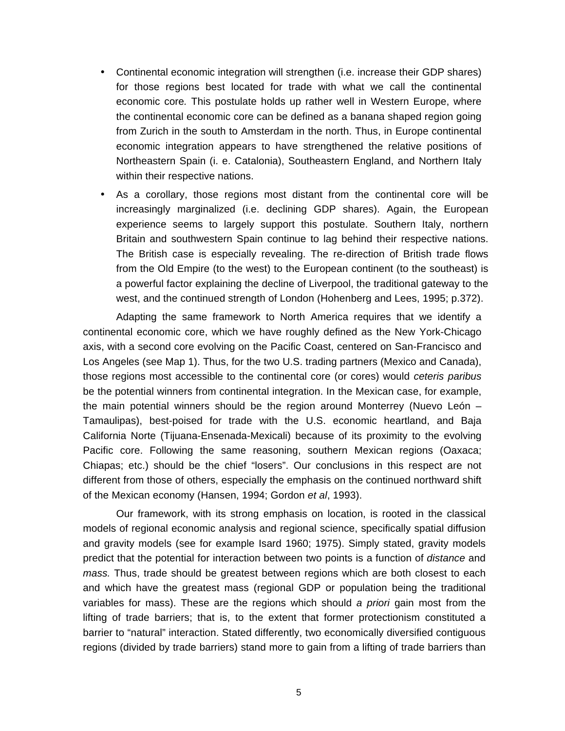- Continental economic integration will strengthen (i.e. increase their GDP shares) for those regions best located for trade with what we call the continental economic core*.* This postulate holds up rather well in Western Europe, where the continental economic core can be defined as a banana shaped region going from Zurich in the south to Amsterdam in the north. Thus, in Europe continental economic integration appears to have strengthened the relative positions of Northeastern Spain (i. e. Catalonia), Southeastern England, and Northern Italy within their respective nations.
- As a corollary, those regions most distant from the continental core will be increasingly marginalized (i.e. declining GDP shares). Again, the European experience seems to largely support this postulate. Southern Italy, northern Britain and southwestern Spain continue to lag behind their respective nations. The British case is especially revealing. The re-direction of British trade flows from the Old Empire (to the west) to the European continent (to the southeast) is a powerful factor explaining the decline of Liverpool, the traditional gateway to the west, and the continued strength of London (Hohenberg and Lees, 1995; p.372).

Adapting the same framework to North America requires that we identify a continental economic core, which we have roughly defined as the New York-Chicago axis, with a second core evolving on the Pacific Coast, centered on San-Francisco and Los Angeles (see Map 1). Thus, for the two U.S. trading partners (Mexico and Canada), those regions most accessible to the continental core (or cores) would *ceteris paribus* be the potential winners from continental integration. In the Mexican case, for example, the main potential winners should be the region around Monterrey (Nuevo León – Tamaulipas), best-poised for trade with the U.S. economic heartland, and Baja California Norte (Tijuana-Ensenada-Mexicali) because of its proximity to the evolving Pacific core. Following the same reasoning, southern Mexican regions (Oaxaca; Chiapas; etc.) should be the chief "losers". Our conclusions in this respect are not different from those of others, especially the emphasis on the continued northward shift of the Mexican economy (Hansen, 1994; Gordon *et al*, 1993).

Our framework, with its strong emphasis on location, is rooted in the classical models of regional economic analysis and regional science, specifically spatial diffusion and gravity models (see for example Isard 1960; 1975). Simply stated, gravity models predict that the potential for interaction between two points is a function of *distance* and *mass.* Thus, trade should be greatest between regions which are both closest to each and which have the greatest mass (regional GDP or population being the traditional variables for mass). These are the regions which should *a priori* gain most from the lifting of trade barriers; that is, to the extent that former protectionism constituted a barrier to "natural" interaction. Stated differently, two economically diversified contiguous regions (divided by trade barriers) stand more to gain from a lifting of trade barriers than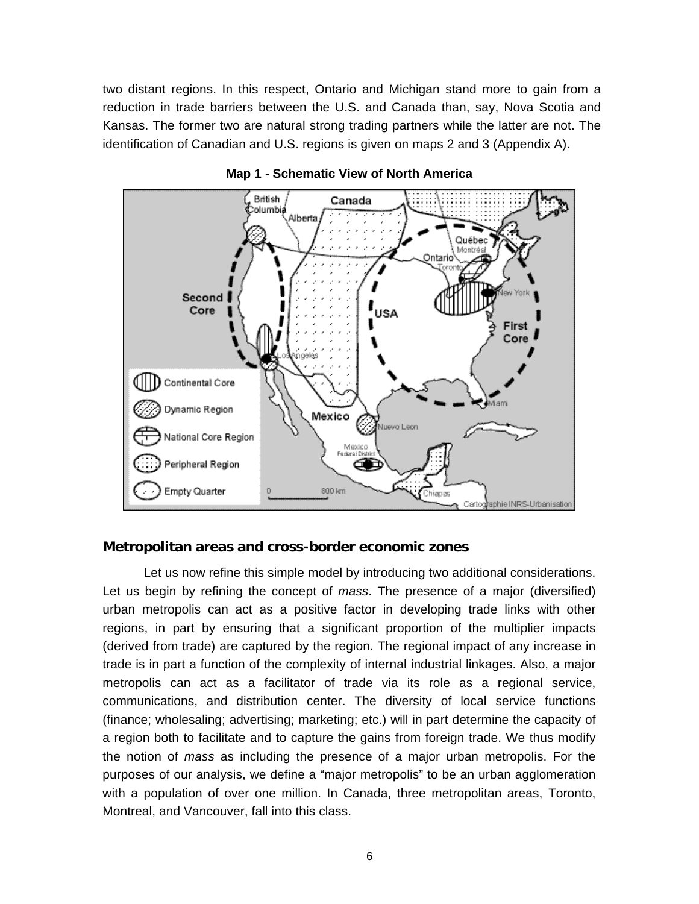two distant regions. In this respect, Ontario and Michigan stand more to gain from a reduction in trade barriers between the U.S. and Canada than, say, Nova Scotia and Kansas. The former two are natural strong trading partners while the latter are not. The identification of Canadian and U.S. regions is given on maps 2 and 3 (Appendix A).

**Map 1 - Schematic View of North America**

### Metropolitan areas and cross-border economic zones

Let us now refine this simple model by introducing two additional considerations. Let us begin by refining the concept of *mass*. The presence of a major (diversified) urban metropolis can act as a positive factor in developing trade links with other regions, in part by ensuring that a significant proportion of the multiplier impacts (derived from trade) are captured by the region. The regional impact of any increase in trade is in part a function of the complexity of internal industrial linkages. Also, a major metropolis can act as a facilitator of trade via its role as a regional service, communications, and distribution center. The diversity of local service functions (finance; wholesaling; advertising; marketing; etc.) will in part determine the capacity of a region both to facilitate and to capture the gains from foreign trade. We thus modify the notion of *mass* as including the presence of a major urban metropolis. For the purposes of our analysis, we define a "major metropolis" to be an urban agglomeration with a population of over one million. In Canada, three metropolitan areas, Toronto, Montreal, and Vancouver, fall into this class.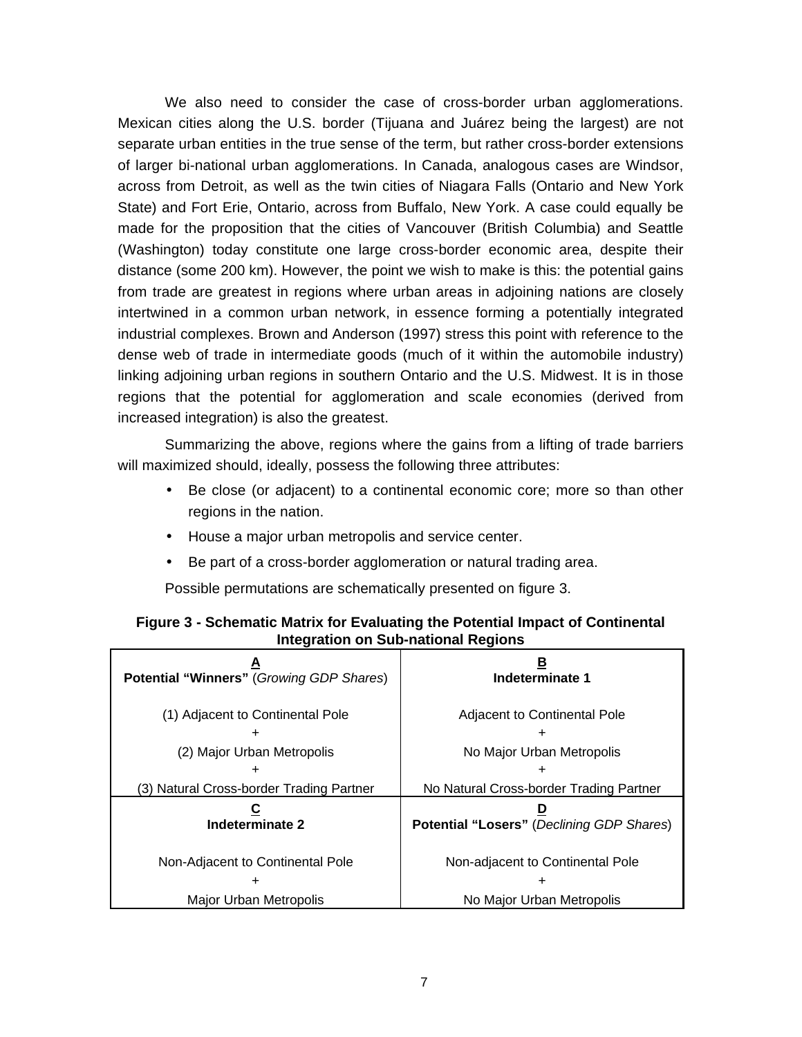We also need to consider the case of cross-border urban agglomerations. Mexican cities along the U.S. border (Tijuana and Juárez being the largest) are not separate urban entities in the true sense of the term, but rather cross-border extensions of larger bi-national urban agglomerations. In Canada, analogous cases are Windsor, across from Detroit, as well as the twin cities of Niagara Falls (Ontario and New York State) and Fort Erie, Ontario, across from Buffalo, New York. A case could equally be made for the proposition that the cities of Vancouver (British Columbia) and Seattle (Washington) today constitute one large cross-border economic area, despite their distance (some 200 km). However, the point we wish to make is this: the potential gains from trade are greatest in regions where urban areas in adjoining nations are closely intertwined in a common urban network, in essence forming a potentially integrated industrial complexes. Brown and Anderson (1997) stress this point with reference to the dense web of trade in intermediate goods (much of it within the automobile industry) linking adjoining urban regions in southern Ontario and the U.S. Midwest. It is in those regions that the potential for agglomeration and scale economies (derived from increased integration) is also the greatest.

Summarizing the above, regions where the gains from a lifting of trade barriers will maximized should, ideally, possess the following three attributes:

- Be close (or adjacent) to a continental economic core; more so than other regions in the nation.
- House a major urban metropolis and service center.
- Be part of a cross-border agglomeration or natural trading area.

Possible permutations are schematically presented on figure 3.

**Figure 3 - Schematic Matrix for Evaluating the Potential Impact of Continental Integration on Sub-national Regions**

| **A**<br>**Potential "Winners"** (*Growing GDP Shares*) | **B**<br>**Indeterminate 1** |
|---|---|
| (1) Adjacent to Continental Pole<br>+<br>(2) Major Urban Metropolis<br>+<br>(3) Natural Cross-border Trading Partner | Adjacent to Continental Pole<br>+<br>No Major Urban Metropolis<br>+<br>No Natural Cross-border Trading Partner |
| **C**<br>**Indeterminate 2** | **D**<br>**Potential "Losers"** (*Declining GDP Shares*) |
| Non-Adjacent to Continental Pole<br>+<br>Major Urban Metropolis | Non-adjacent to Continental Pole<br>+<br>No Major Urban Metropolis |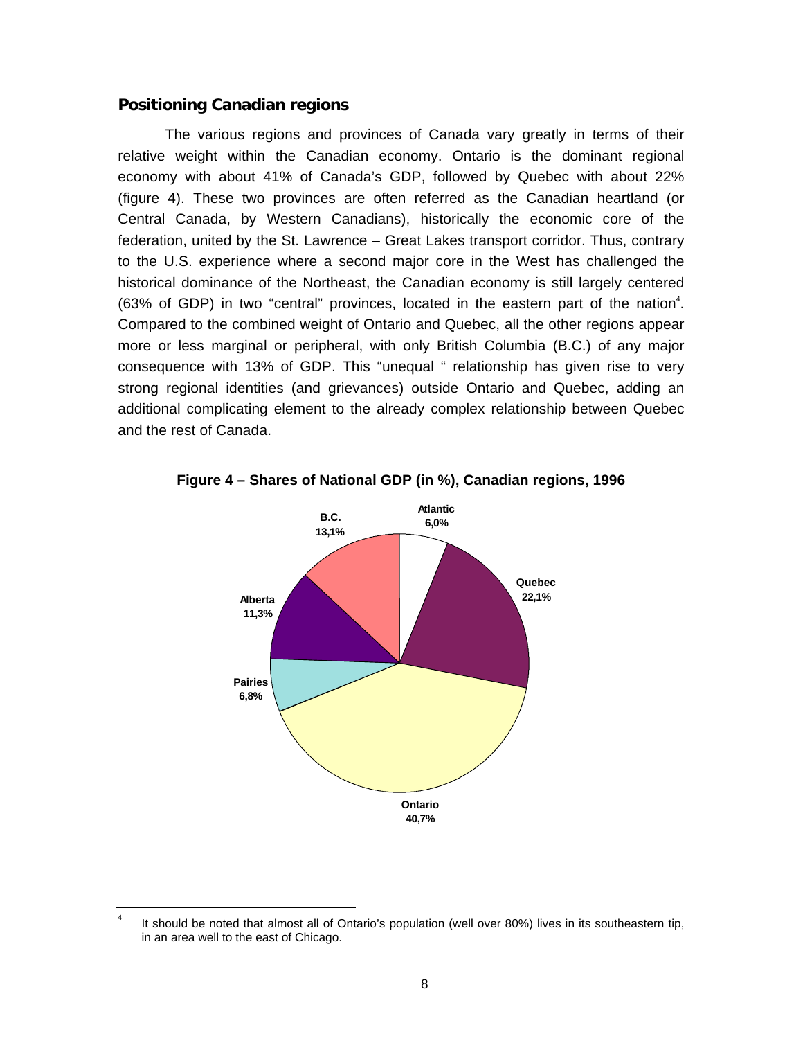## Positioning Canadian regions

The various regions and provinces of Canada vary greatly in terms of their relative weight within the Canadian economy. Ontario is the dominant regional economy with about 41% of Canada's GDP, followed by Quebec with about 22% (figure 4). These two provinces are often referred as the Canadian heartland (or Central Canada, by Western Canadians), historically the economic core of the federation, united by the St. Lawrence – Great Lakes transport corridor. Thus, contrary to the U.S. experience where a second major core in the West has challenged the historical dominance of the Northeast, the Canadian economy is still largely centered (63% of GDP) in two "central" provinces, located in the eastern part of the nation[4]. Compared to the combined weight of Ontario and Quebec, all the other regions appear more or less marginal or peripheral, with only British Columbia (B.C.) of any major consequence with 13% of GDP. This "unequal " relationship has given rise to very strong regional identities (and grievances) outside Ontario and Quebec, adding an additional complicating element to the already complex relationship between Quebec and the rest of Canada.

**Figure 4 – Shares of National GDP (in %), Canadian regions, 1996**

| Region | Share |
|---|---|
| Atlantic | 6,0% |
| Quebec | 22,1% |
| Ontario | 40,7% |
| Pairies | 6,8% |
| Alberta | 11,3% |
| B.C. | 13,1% |

[4] It should be noted that almost all of Ontario's population (well over 80%) lives in its southeastern tip, in an area well to the east of Chicago.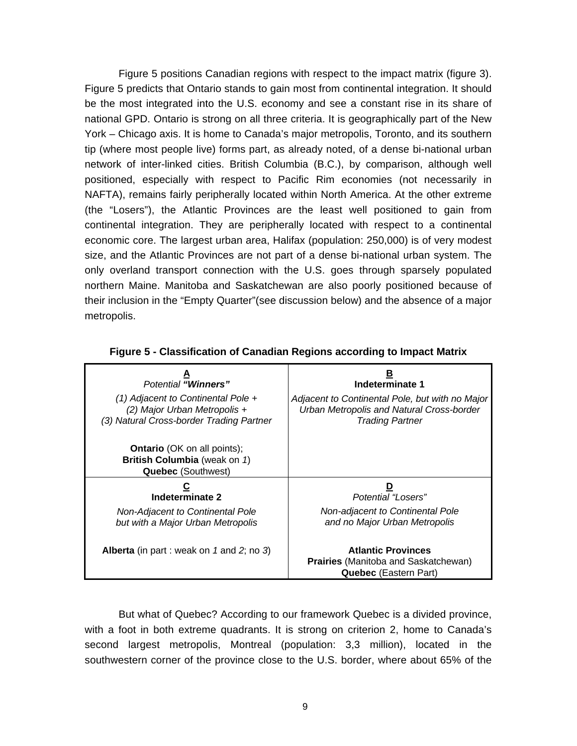Figure 5 positions Canadian regions with respect to the impact matrix (figure 3). Figure 5 predicts that Ontario stands to gain most from continental integration. It should be the most integrated into the U.S. economy and see a constant rise in its share of national GPD. Ontario is strong on all three criteria. It is geographically part of the New York – Chicago axis. It is home to Canada's major metropolis, Toronto, and its southern tip (where most people live) forms part, as already noted, of a dense bi-national urban network of inter-linked cities. British Columbia (B.C.), by comparison, although well positioned, especially with respect to Pacific Rim economies (not necessarily in NAFTA), remains fairly peripherally located within North America. At the other extreme (the "Losers"), the Atlantic Provinces are the least well positioned to gain from continental integration. They are peripherally located with respect to a continental economic core. The largest urban area, Halifax (population: 250,000) is of very modest size, and the Atlantic Provinces are not part of a dense bi-national urban system. The only overland transport connection with the U.S. goes through sparsely populated northern Maine. Manitoba and Saskatchewan are also poorly positioned because of their inclusion in the "Empty Quarter"(see discussion below) and the absence of a major metropolis.

**Figure 5 - Classification of Canadian Regions according to Impact Matrix**

| **A**<br>*Potential **"Winners"***<br>*(1) Adjacent to Continental Pole +*<br>*(2) Major Urban Metropolis +*<br>*(3) Natural Cross-border Trading Partner*<br><br>**Ontario** (OK on all points);<br>**British Columbia** (weak on *1*)<br>**Quebec** (Southwest) | **B**<br>**Indeterminate 1**<br>*Adjacent to Continental Pole, but with no Major Urban Metropolis and Natural Cross-border Trading Partner* |
|---|---|
| **C**<br>**Indeterminate 2**<br>*Non-Adjacent to Continental Pole but with a Major Urban Metropolis*<br><br>**Alberta** (in part : weak on *1* and *2*; no *3*) | **D**<br>*Potential "Losers"*<br>*Non-adjacent to Continental Pole and no Major Urban Metropolis*<br><br>**Atlantic Provinces**<br>**Prairies** (Manitoba and Saskatchewan)<br>**Quebec** (Eastern Part) |

But what of Quebec? According to our framework Quebec is a divided province, with a foot in both extreme quadrants. It is strong on criterion 2, home to Canada's second largest metropolis, Montreal (population: 3,3 million), located in the southwestern corner of the province close to the U.S. border, where about 65% of the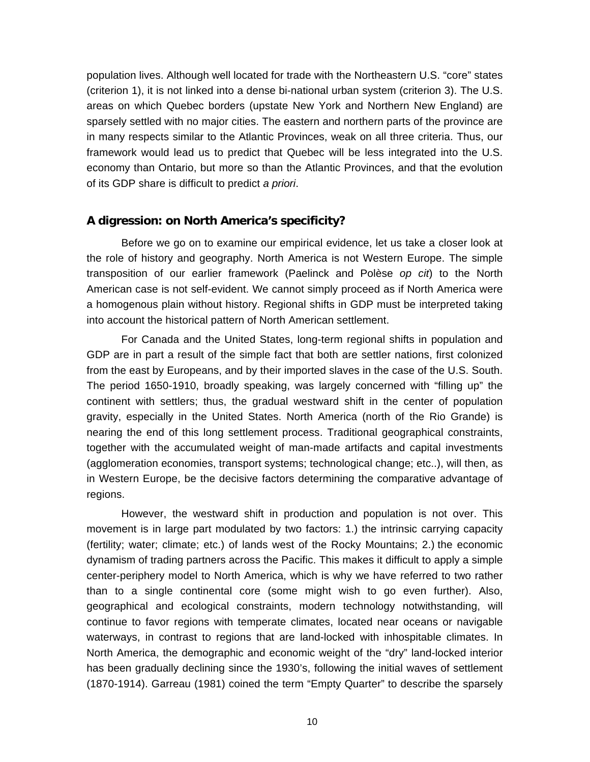population lives. Although well located for trade with the Northeastern U.S. “core” states (criterion 1), it is not linked into a dense bi-national urban system (criterion 3). The U.S. areas on which Quebec borders (upstate New York and Northern New England) are sparsely settled with no major cities. The eastern and northern parts of the province are in many respects similar to the Atlantic Provinces, weak on all three criteria. Thus, our framework would lead us to predict that Quebec will be less integrated into the U.S. economy than Ontario, but more so than the Atlantic Provinces, and that the evolution of its GDP share is difficult to predict *a priori*.

### A digression: on North America’s specificity?

Before we go on to examine our empirical evidence, let us take a closer look at the role of history and geography. North America is not Western Europe. The simple transposition of our earlier framework (Paelinck and Polèse *op cit*) to the North American case is not self-evident. We cannot simply proceed as if North America were a homogenous plain without history. Regional shifts in GDP must be interpreted taking into account the historical pattern of North American settlement.

For Canada and the United States, long-term regional shifts in population and GDP are in part a result of the simple fact that both are settler nations, first colonized from the east by Europeans, and by their imported slaves in the case of the U.S. South. The period 1650-1910, broadly speaking, was largely concerned with “filling up” the continent with settlers; thus, the gradual westward shift in the center of population gravity, especially in the United States. North America (north of the Rio Grande) is nearing the end of this long settlement process. Traditional geographical constraints, together with the accumulated weight of man-made artifacts and capital investments (agglomeration economies, transport systems; technological change; etc..), will then, as in Western Europe, be the decisive factors determining the comparative advantage of regions.

However, the westward shift in production and population is not over. This movement is in large part modulated by two factors: 1.) the intrinsic carrying capacity (fertility; water; climate; etc.) of lands west of the Rocky Mountains; 2.) the economic dynamism of trading partners across the Pacific. This makes it difficult to apply a simple center-periphery model to North America, which is why we have referred to two rather than to a single continental core (some might wish to go even further). Also, geographical and ecological constraints, modern technology notwithstanding, will continue to favor regions with temperate climates, located near oceans or navigable waterways, in contrast to regions that are land-locked with inhospitable climates. In North America, the demographic and economic weight of the “dry” land-locked interior has been gradually declining since the 1930’s, following the initial waves of settlement (1870-1914). Garreau (1981) coined the term “Empty Quarter” to describe the sparsely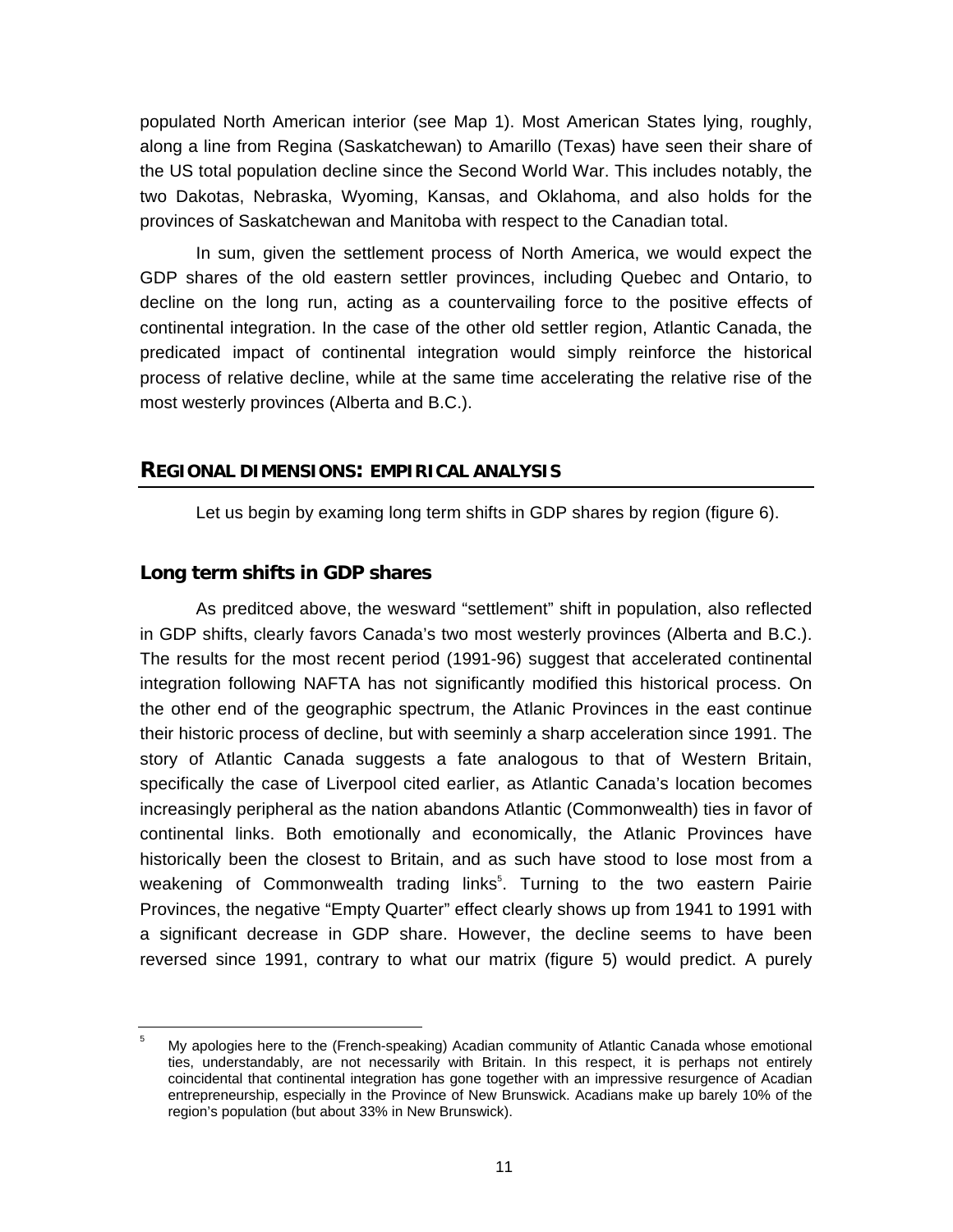populated North American interior (see Map 1). Most American States lying, roughly, along a line from Regina (Saskatchewan) to Amarillo (Texas) have seen their share of the US total population decline since the Second World War. This includes notably, the two Dakotas, Nebraska, Wyoming, Kansas, and Oklahoma, and also holds for the provinces of Saskatchewan and Manitoba with respect to the Canadian total.

In sum, given the settlement process of North America, we would expect the GDP shares of the old eastern settler provinces, including Quebec and Ontario, to decline on the long run, acting as a countervailing force to the positive effects of continental integration. In the case of the other old settler region, Atlantic Canada, the predicated impact of continental integration would simply reinforce the historical process of relative decline, while at the same time accelerating the relative rise of the most westerly provinces (Alberta and B.C.).

## REGIONAL DIMENSIONS: EMPIRICAL ANALYSIS

Let us begin by examing long term shifts in GDP shares by region (figure 6).

### Long term shifts in GDP shares

As preditced above, the wesward "settlement" shift in population, also reflected in GDP shifts, clearly favors Canada's two most westerly provinces (Alberta and B.C.). The results for the most recent period (1991-96) suggest that accelerated continental integration following NAFTA has not significantly modified this historical process. On the other end of the geographic spectrum, the Atlanic Provinces in the east continue their historic process of decline, but with seeminly a sharp acceleration since 1991. The story of Atlantic Canada suggests a fate analogous to that of Western Britain, specifically the case of Liverpool cited earlier, as Atlantic Canada's location becomes increasingly peripheral as the nation abandons Atlantic (Commonwealth) ties in favor of continental links. Both emotionally and economically, the Atlanic Provinces have historically been the closest to Britain, and as such have stood to lose most from a weakening of Commonwealth trading links[5]. Turning to the two eastern Pairie Provinces, the negative "Empty Quarter" effect clearly shows up from 1941 to 1991 with a significant decrease in GDP share. However, the decline seems to have been reversed since 1991, contrary to what our matrix (figure 5) would predict. A purely

[5] My apologies here to the (French-speaking) Acadian community of Atlantic Canada whose emotional ties, understandably, are not necessarily with Britain. In this respect, it is perhaps not entirely coincidental that continental integration has gone together with an impressive resurgence of Acadian entrepreneurship, especially in the Province of New Brunswick. Acadians make up barely 10% of the region's population (but about 33% in New Brunswick).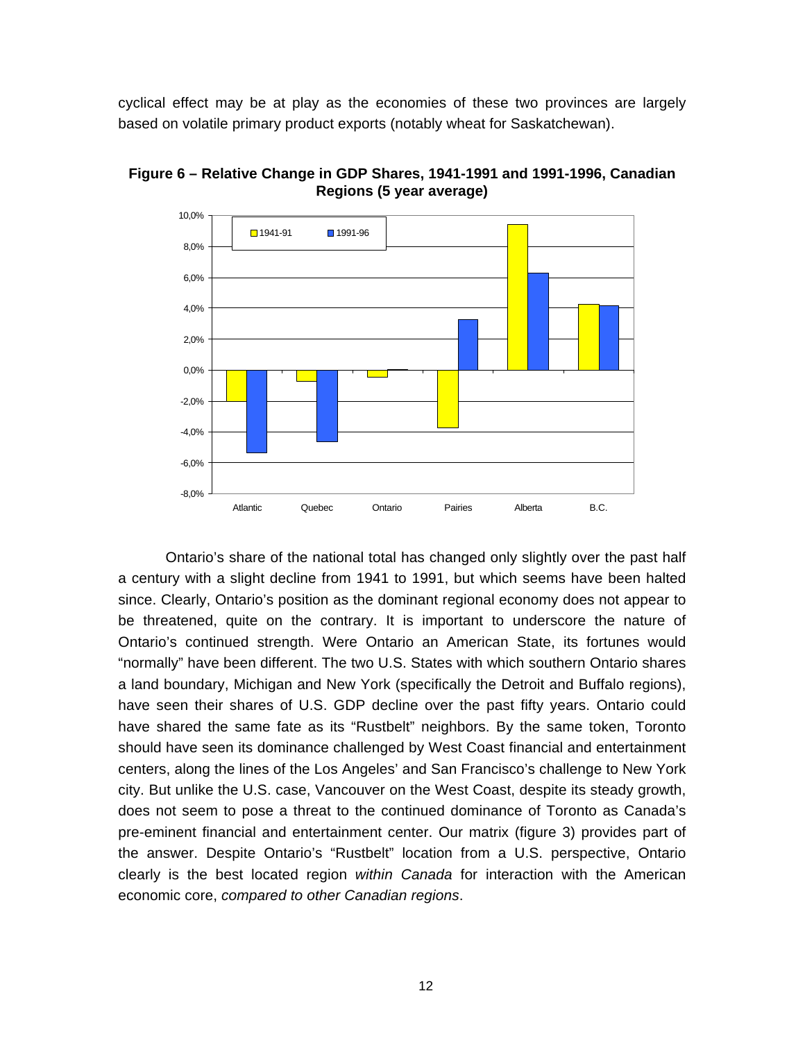cyclical effect may be at play as the economies of these two provinces are largely based on volatile primary product exports (notably wheat for Saskatchewan).

**Figure 6 – Relative Change in GDP Shares, 1941-1991 and 1991-1996, Canadian Regions (5 year average)**

Ontario's share of the national total has changed only slightly over the past half a century with a slight decline from 1941 to 1991, but which seems have been halted since. Clearly, Ontario's position as the dominant regional economy does not appear to be threatened, quite on the contrary. It is important to underscore the nature of Ontario's continued strength. Were Ontario an American State, its fortunes would "normally" have been different. The two U.S. States with which southern Ontario shares a land boundary, Michigan and New York (specifically the Detroit and Buffalo regions), have seen their shares of U.S. GDP decline over the past fifty years. Ontario could have shared the same fate as its "Rustbelt" neighbors. By the same token, Toronto should have seen its dominance challenged by West Coast financial and entertainment centers, along the lines of the Los Angeles' and San Francisco's challenge to New York city. But unlike the U.S. case, Vancouver on the West Coast, despite its steady growth, does not seem to pose a threat to the continued dominance of Toronto as Canada's pre-eminent financial and entertainment center. Our matrix (figure 3) provides part of the answer. Despite Ontario's "Rustbelt" location from a U.S. perspective, Ontario clearly is the best located region *within Canada* for interaction with the American economic core, *compared to other Canadian regions*.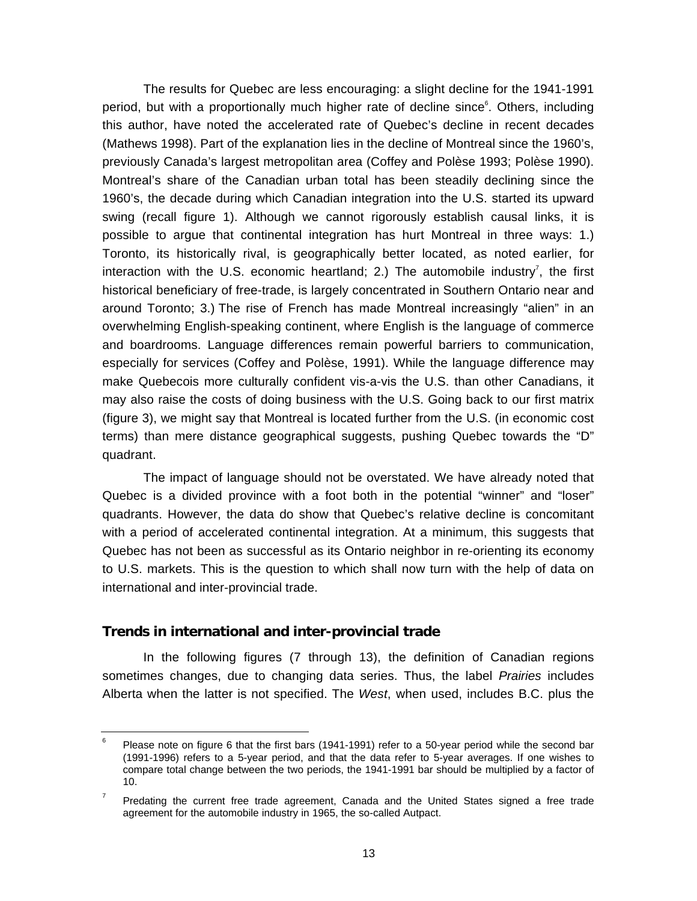The results for Quebec are less encouraging: a slight decline for the 1941-1991 period, but with a proportionally much higher rate of decline since[6]. Others, including this author, have noted the accelerated rate of Quebec's decline in recent decades (Mathews 1998). Part of the explanation lies in the decline of Montreal since the 1960's, previously Canada's largest metropolitan area (Coffey and Polèse 1993; Polèse 1990). Montreal's share of the Canadian urban total has been steadily declining since the 1960's, the decade during which Canadian integration into the U.S. started its upward swing (recall figure 1). Although we cannot rigorously establish causal links, it is possible to argue that continental integration has hurt Montreal in three ways: 1.) Toronto, its historically rival, is geographically better located, as noted earlier, for interaction with the U.S. economic heartland; 2.) The automobile industry[7], the first historical beneficiary of free-trade, is largely concentrated in Southern Ontario near and around Toronto; 3.) The rise of French has made Montreal increasingly "alien" in an overwhelming English-speaking continent, where English is the language of commerce and boardrooms. Language differences remain powerful barriers to communication, especially for services (Coffey and Polèse, 1991). While the language difference may make Quebecois more culturally confident vis-a-vis the U.S. than other Canadians, it may also raise the costs of doing business with the U.S. Going back to our first matrix (figure 3), we might say that Montreal is located further from the U.S. (in economic cost terms) than mere distance geographical suggests, pushing Quebec towards the "D" quadrant.

The impact of language should not be overstated. We have already noted that Quebec is a divided province with a foot both in the potential "winner" and "loser" quadrants. However, the data do show that Quebec's relative decline is concomitant with a period of accelerated continental integration. At a minimum, this suggests that Quebec has not been as successful as its Ontario neighbor in re-orienting its economy to U.S. markets. This is the question to which shall now turn with the help of data on international and inter-provincial trade.

## Trends in international and inter-provincial trade

In the following figures (7 through 13), the definition of Canadian regions sometimes changes, due to changing data series. Thus, the label *Prairies* includes Alberta when the latter is not specified. The *West*, when used, includes B.C. plus the

---

[6] Please note on figure 6 that the first bars (1941-1991) refer to a 50-year period while the second bar (1991-1996) refers to a 5-year period, and that the data refer to 5-year averages. If one wishes to compare total change between the two periods, the 1941-1991 bar should be multiplied by a factor of 10.

[7] Predating the current free trade agreement, Canada and the United States signed a free trade agreement for the automobile industry in 1965, the so-called Autpact.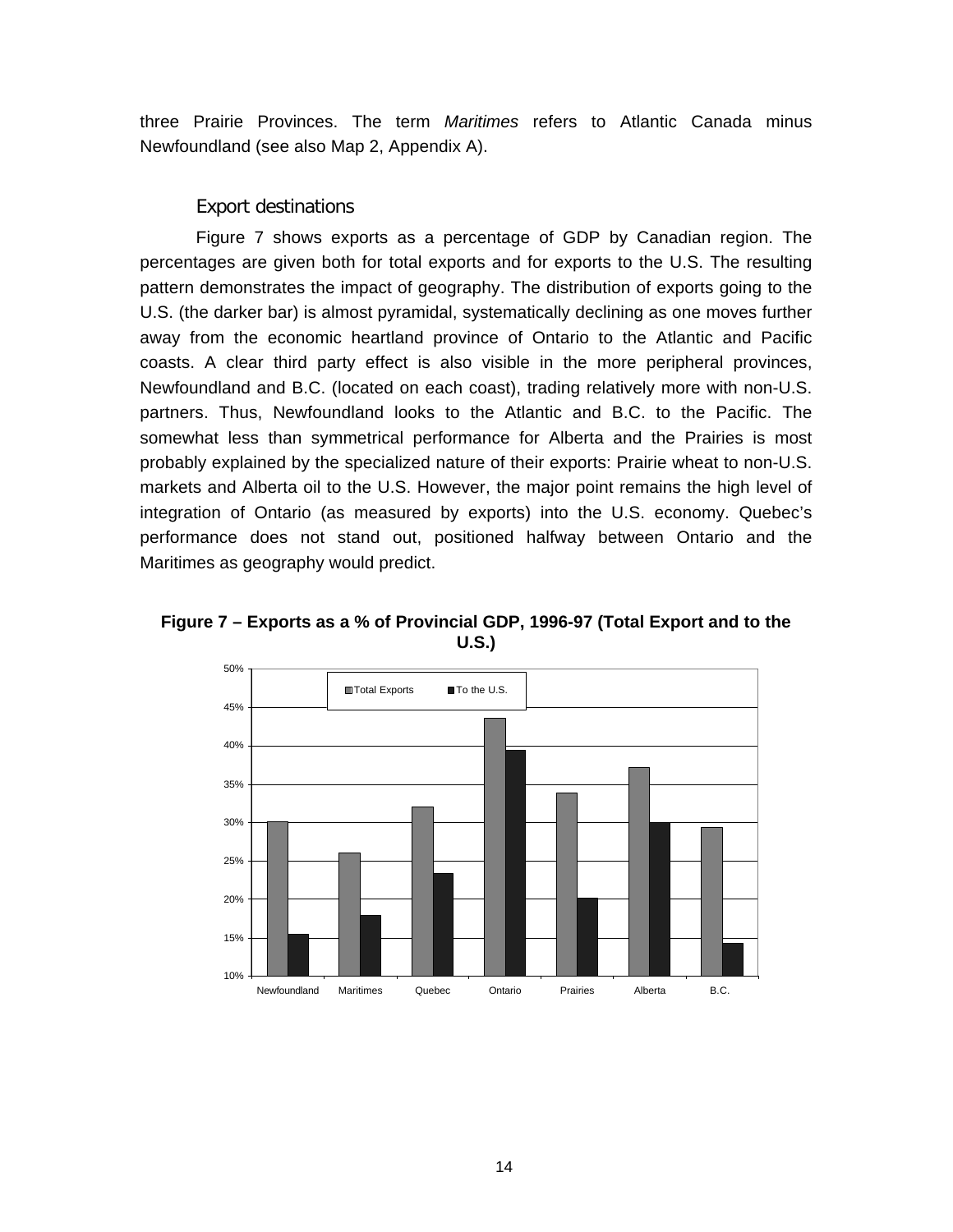three Prairie Provinces. The term *Maritimes* refers to Atlantic Canada minus Newfoundland (see also Map 2, Appendix A).

### Export destinations

Figure 7 shows exports as a percentage of GDP by Canadian region. The percentages are given both for total exports and for exports to the U.S. The resulting pattern demonstrates the impact of geography. The distribution of exports going to the U.S. (the darker bar) is almost pyramidal, systematically declining as one moves further away from the economic heartland province of Ontario to the Atlantic and Pacific coasts. A clear third party effect is also visible in the more peripheral provinces, Newfoundland and B.C. (located on each coast), trading relatively more with non-U.S. partners. Thus, Newfoundland looks to the Atlantic and B.C. to the Pacific. The somewhat less than symmetrical performance for Alberta and the Prairies is most probably explained by the specialized nature of their exports: Prairie wheat to non-U.S. markets and Alberta oil to the U.S. However, the major point remains the high level of integration of Ontario (as measured by exports) into the U.S. economy. Quebec's performance does not stand out, positioned halfway between Ontario and the Maritimes as geography would predict.

**Figure 7 – Exports as a % of Provincial GDP, 1996-97 (Total Export and to the U.S.)**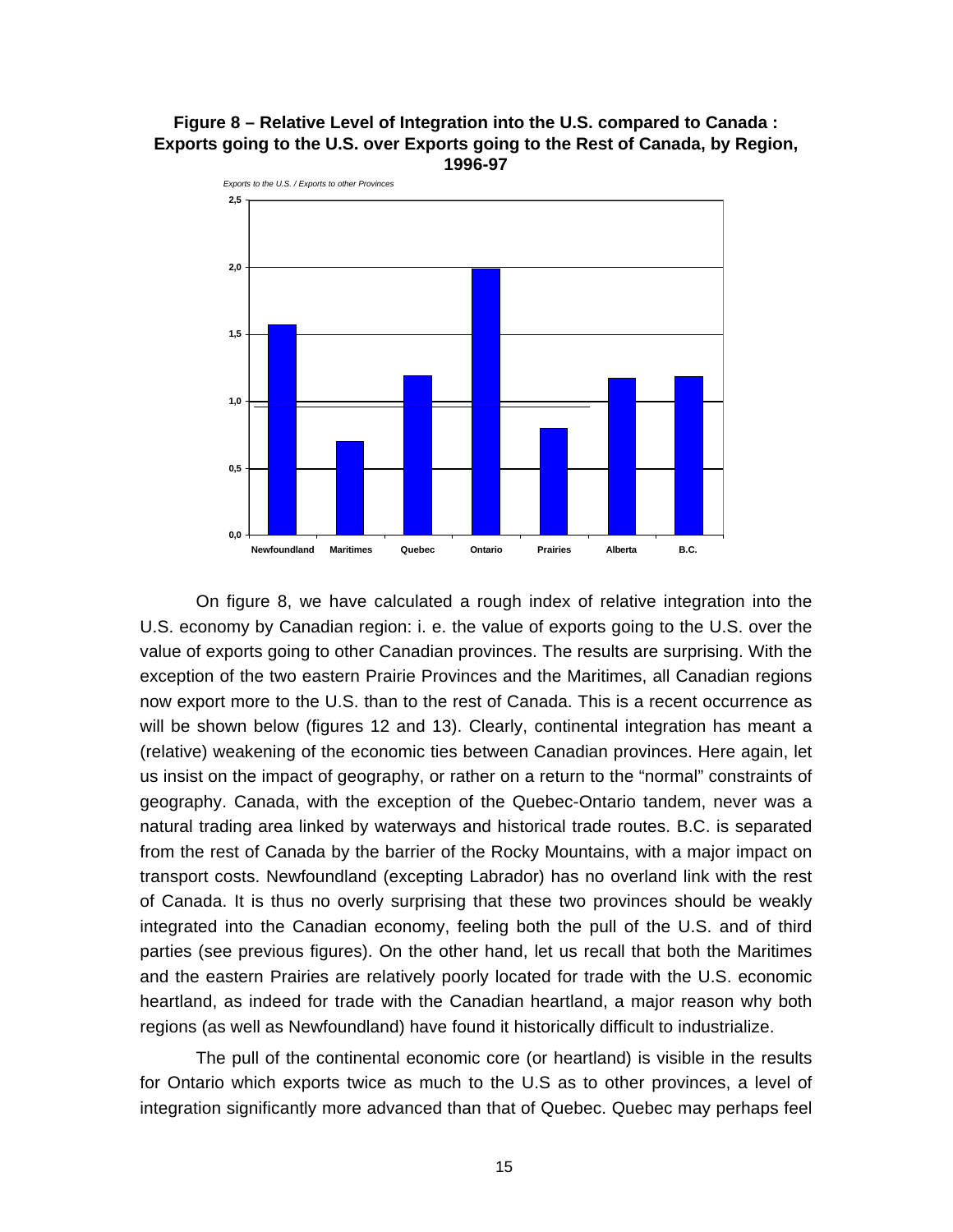**Figure 8 – Relative Level of Integration into the U.S. compared to Canada : Exports going to the U.S. over Exports going to the Rest of Canada, by Region, 1996-97**

On figure 8, we have calculated a rough index of relative integration into the U.S. economy by Canadian region: i. e. the value of exports going to the U.S. over the value of exports going to other Canadian provinces. The results are surprising. With the exception of the two eastern Prairie Provinces and the Maritimes, all Canadian regions now export more to the U.S. than to the rest of Canada. This is a recent occurrence as will be shown below (figures 12 and 13). Clearly, continental integration has meant a (relative) weakening of the economic ties between Canadian provinces. Here again, let us insist on the impact of geography, or rather on a return to the "normal" constraints of geography. Canada, with the exception of the Quebec-Ontario tandem, never was a natural trading area linked by waterways and historical trade routes. B.C. is separated from the rest of Canada by the barrier of the Rocky Mountains, with a major impact on transport costs. Newfoundland (excepting Labrador) has no overland link with the rest of Canada. It is thus no overly surprising that these two provinces should be weakly integrated into the Canadian economy, feeling both the pull of the U.S. and of third parties (see previous figures). On the other hand, let us recall that both the Maritimes and the eastern Prairies are relatively poorly located for trade with the U.S. economic heartland, as indeed for trade with the Canadian heartland, a major reason why both regions (as well as Newfoundland) have found it historically difficult to industrialize.

The pull of the continental economic core (or heartland) is visible in the results for Ontario which exports twice as much to the U.S as to other provinces, a level of integration significantly more advanced than that of Quebec. Quebec may perhaps feel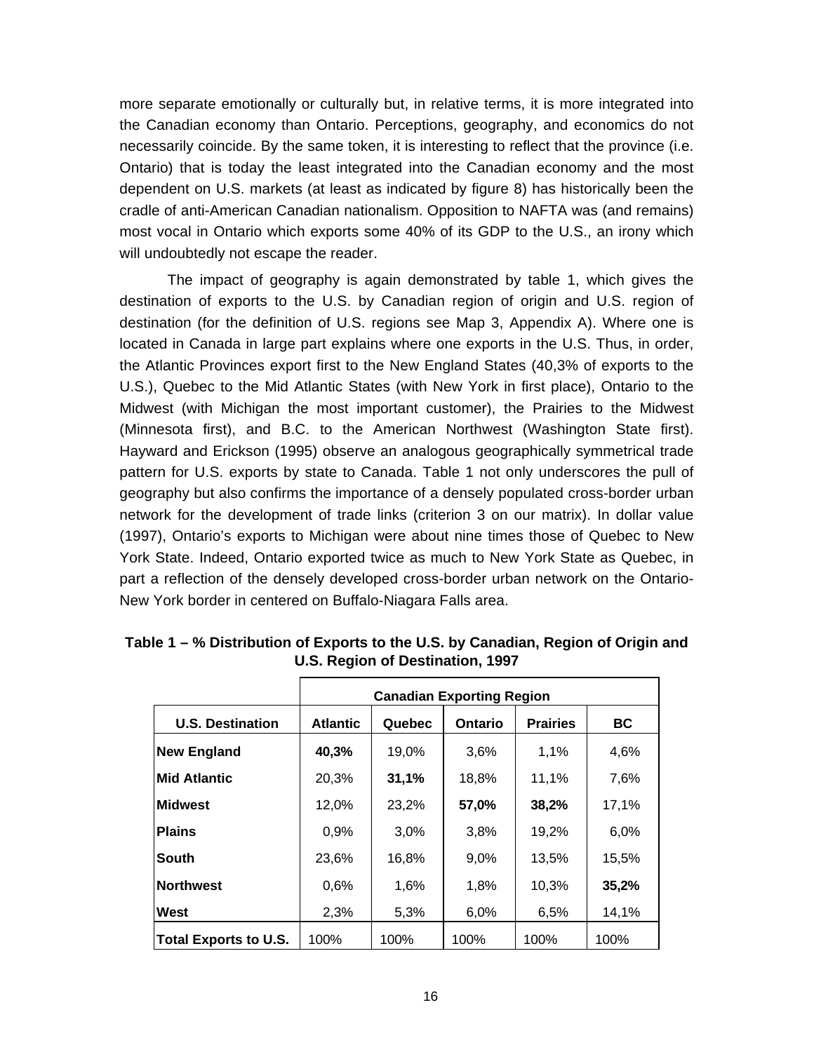more separate emotionally or culturally but, in relative terms, it is more integrated into the Canadian economy than Ontario. Perceptions, geography, and economics do not necessarily coincide. By the same token, it is interesting to reflect that the province (i.e. Ontario) that is today the least integrated into the Canadian economy and the most dependent on U.S. markets (at least as indicated by figure 8) has historically been the cradle of anti-American Canadian nationalism. Opposition to NAFTA was (and remains) most vocal in Ontario which exports some 40% of its GDP to the U.S., an irony which will undoubtedly not escape the reader.

The impact of geography is again demonstrated by table 1, which gives the destination of exports to the U.S. by Canadian region of origin and U.S. region of destination (for the definition of U.S. regions see Map 3, Appendix A). Where one is located in Canada in large part explains where one exports in the U.S. Thus, in order, the Atlantic Provinces export first to the New England States (40,3% of exports to the U.S.), Quebec to the Mid Atlantic States (with New York in first place), Ontario to the Midwest (with Michigan the most important customer), the Prairies to the Midwest (Minnesota first), and B.C. to the American Northwest (Washington State first). Hayward and Erickson (1995) observe an analogous geographically symmetrical trade pattern for U.S. exports by state to Canada. Table 1 not only underscores the pull of geography but also confirms the importance of a densely populated cross-border urban network for the development of trade links (criterion 3 on our matrix). In dollar value (1997), Ontario's exports to Michigan were about nine times those of Quebec to New York State. Indeed, Ontario exported twice as much to New York State as Quebec, in part a reflection of the densely developed cross-border urban network on the Ontario-New York border in centered on Buffalo-Niagara Falls area.

**Table 1 – % Distribution of Exports to the U.S. by Canadian, Region of Origin and U.S. Region of Destination, 1997**

| | Canadian Exporting Region | | | | |
|---|---|---|---|---|---|
| **U.S. Destination** | **Atlantic** | **Quebec** | **Ontario** | **Prairies** | **BC** |
| **New England** | **40,3%** | 19,0% | 3,6% | 1,1% | 4,6% |
| **Mid Atlantic** | 20,3% | **31,1%** | 18,8% | 11,1% | 7,6% |
| **Midwest** | 12,0% | 23,2% | **57,0%** | **38,2%** | 17,1% |
| **Plains** | 0,9% | 3,0% | 3,8% | 19,2% | 6,0% |
| **South** | 23,6% | 16,8% | 9,0% | 13,5% | 15,5% |
| **Northwest** | 0,6% | 1,6% | 1,8% | 10,3% | **35,2%** |
| **West** | 2,3% | 5,3% | 6,0% | 6,5% | 14,1% |
| **Total Exports to U.S.** | 100% | 100% | 100% | 100% | 100% |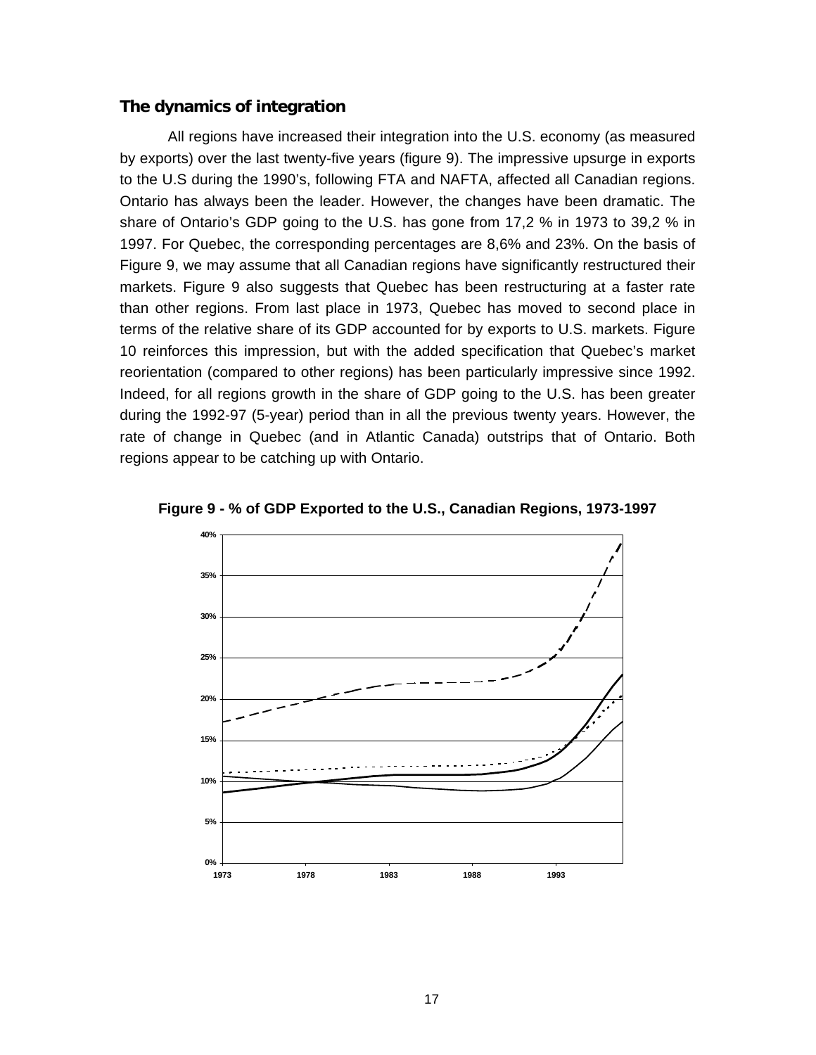### The dynamics of integration

All regions have increased their integration into the U.S. economy (as measured by exports) over the last twenty-five years (figure 9). The impressive upsurge in exports to the U.S during the 1990's, following FTA and NAFTA, affected all Canadian regions. Ontario has always been the leader. However, the changes have been dramatic. The share of Ontario's GDP going to the U.S. has gone from 17,2 % in 1973 to 39,2 % in 1997. For Quebec, the corresponding percentages are 8,6% and 23%. On the basis of Figure 9, we may assume that all Canadian regions have significantly restructured their markets. Figure 9 also suggests that Quebec has been restructuring at a faster rate than other regions. From last place in 1973, Quebec has moved to second place in terms of the relative share of its GDP accounted for by exports to U.S. markets. Figure 10 reinforces this impression, but with the added specification that Quebec's market reorientation (compared to other regions) has been particularly impressive since 1992. Indeed, for all regions growth in the share of GDP going to the U.S. has been greater during the 1992-97 (5-year) period than in all the previous twenty years. However, the rate of change in Quebec (and in Atlantic Canada) outstrips that of Ontario. Both regions appear to be catching up with Ontario.

**Figure 9 - % of GDP Exported to the U.S., Canadian Regions, 1973-1997**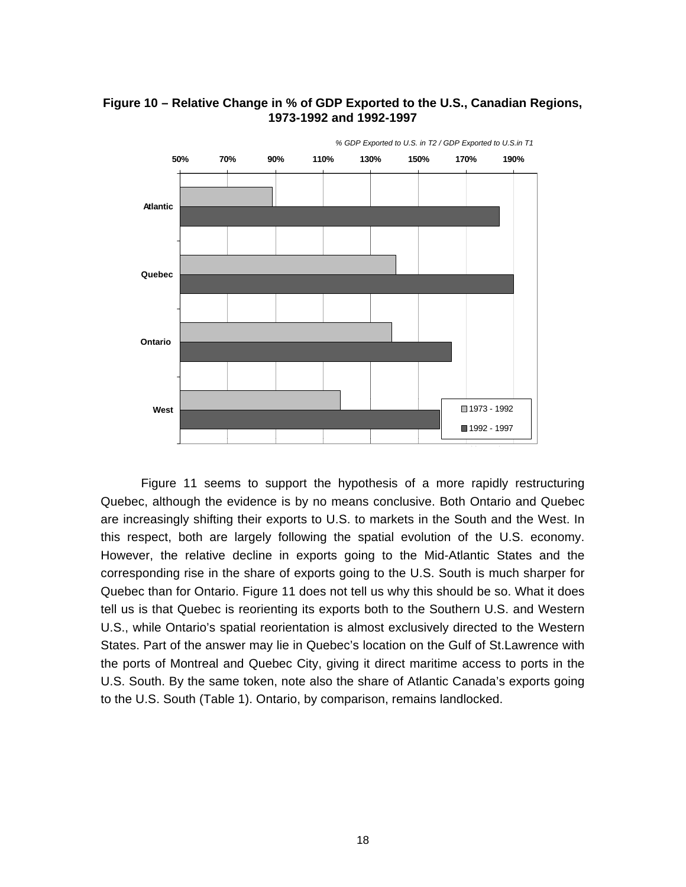**Figure 10 – Relative Change in % of GDP Exported to the U.S., Canadian Regions, 1973-1992 and 1992-1997**

Figure 11 seems to support the hypothesis of a more rapidly restructuring Quebec, although the evidence is by no means conclusive. Both Ontario and Quebec are increasingly shifting their exports to U.S. to markets in the South and the West. In this respect, both are largely following the spatial evolution of the U.S. economy. However, the relative decline in exports going to the Mid-Atlantic States and the corresponding rise in the share of exports going to the U.S. South is much sharper for Quebec than for Ontario. Figure 11 does not tell us why this should be so. What it does tell us is that Quebec is reorienting its exports both to the Southern U.S. and Western U.S., while Ontario's spatial reorientation is almost exclusively directed to the Western States. Part of the answer may lie in Quebec's location on the Gulf of St.Lawrence with the ports of Montreal and Quebec City, giving it direct maritime access to ports in the U.S. South. By the same token, note also the share of Atlantic Canada's exports going to the U.S. South (Table 1). Ontario, by comparison, remains landlocked.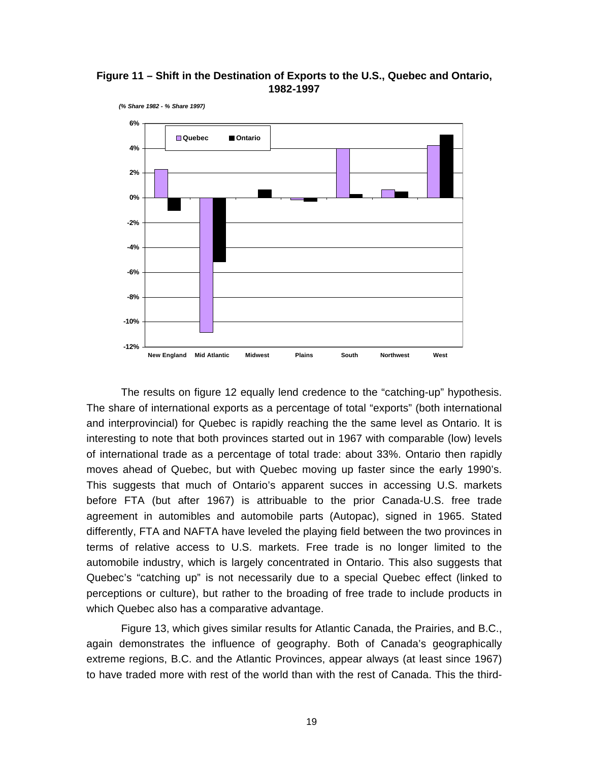**Figure 11 – Shift in the Destination of Exports to the U.S., Quebec and Ontario, 1982-1997**

*(% Share 1982 - % Share 1997)*

The results on figure 12 equally lend credence to the “catching-up” hypothesis. The share of international exports as a percentage of total “exports” (both international and interprovincial) for Quebec is rapidly reaching the the same level as Ontario. It is interesting to note that both provinces started out in 1967 with comparable (low) levels of international trade as a percentage of total trade: about 33%. Ontario then rapidly moves ahead of Quebec, but with Quebec moving up faster since the early 1990’s. This suggests that much of Ontario’s apparent succes in accessing U.S. markets before FTA (but after 1967) is attribuable to the prior Canada-U.S. free trade agreement in automibles and automobile parts (Autopac), signed in 1965. Stated differently, FTA and NAFTA have leveled the playing field between the two provinces in terms of relative access to U.S. markets. Free trade is no longer limited to the automobile industry, which is largely concentrated in Ontario. This also suggests that Quebec’s “catching up” is not necessarily due to a special Quebec effect (linked to perceptions or culture), but rather to the broading of free trade to include products in which Quebec also has a comparative advantage.

Figure 13, which gives similar results for Atlantic Canada, the Prairies, and B.C., again demonstrates the influence of geography. Both of Canada’s geographically extreme regions, B.C. and the Atlantic Provinces, appear always (at least since 1967) to have traded more with rest of the world than with the rest of Canada. This the third-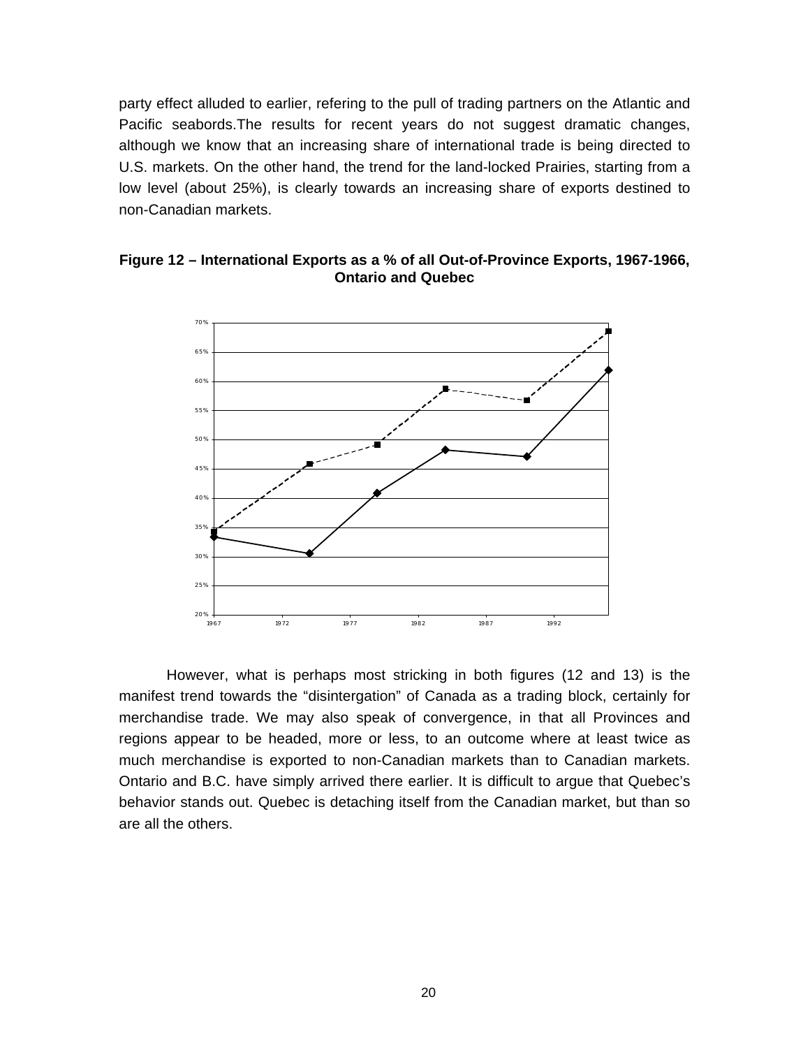party effect alluded to earlier, refering to the pull of trading partners on the Atlantic and Pacific seabords.The results for recent years do not suggest dramatic changes, although we know that an increasing share of international trade is being directed to U.S. markets. On the other hand, the trend for the land-locked Prairies, starting from a low level (about 25%), is clearly towards an increasing share of exports destined to non-Canadian markets.

**Figure 12 – International Exports as a % of all Out-of-Province Exports, 1967-1966, Ontario and Quebec**

However, what is perhaps most stricking in both figures (12 and 13) is the manifest trend towards the "disintergation" of Canada as a trading block, certainly for merchandise trade. We may also speak of convergence, in that all Provinces and regions appear to be headed, more or less, to an outcome where at least twice as much merchandise is exported to non-Canadian markets than to Canadian markets. Ontario and B.C. have simply arrived there earlier. It is difficult to argue that Quebec's behavior stands out. Quebec is detaching itself from the Canadian market, but than so are all the others.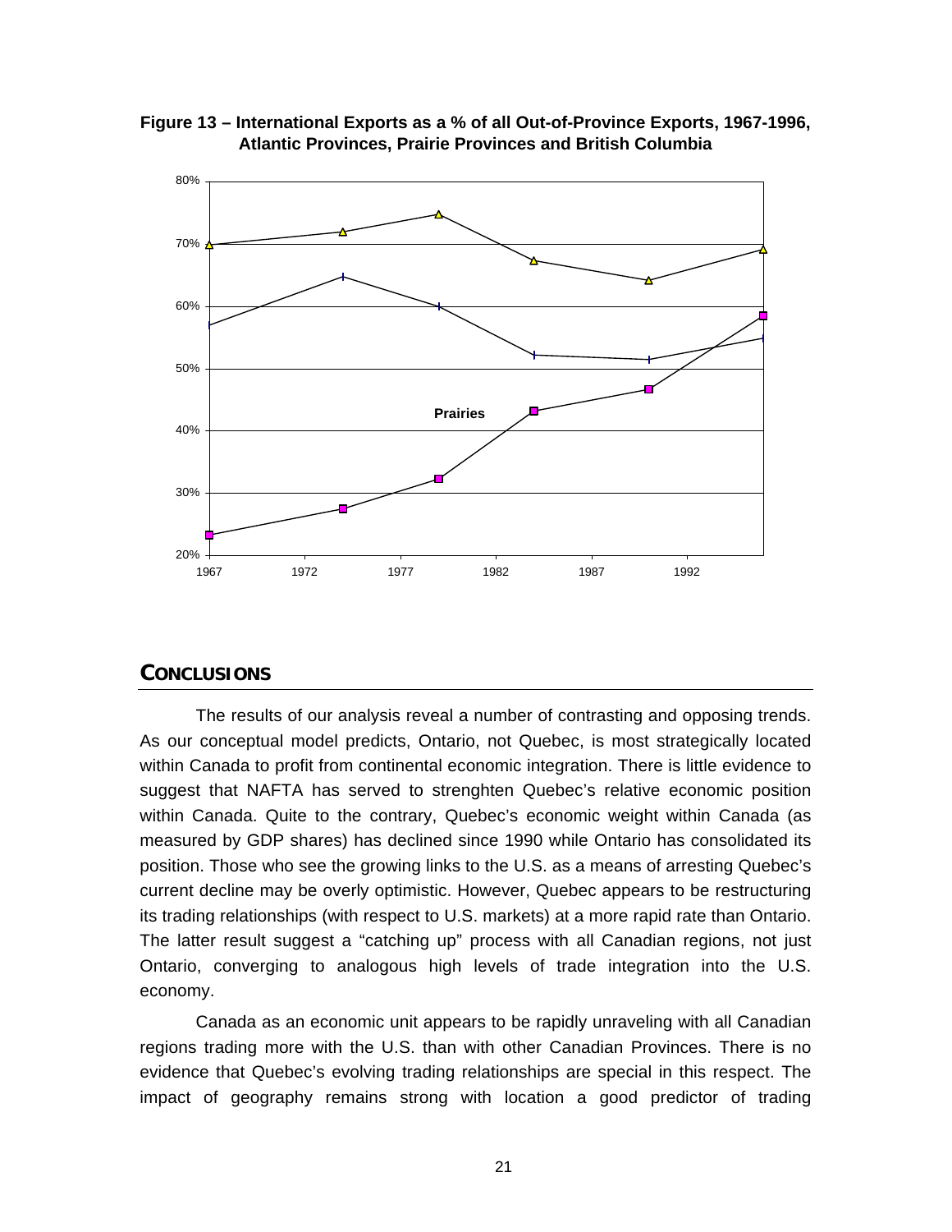**Figure 13 – International Exports as a % of all Out-of-Province Exports, 1967-1996, Atlantic Provinces, Prairie Provinces and British Columbia**

## CONCLUSIONS

The results of our analysis reveal a number of contrasting and opposing trends. As our conceptual model predicts, Ontario, not Quebec, is most strategically located within Canada to profit from continental economic integration. There is little evidence to suggest that NAFTA has served to strenghten Quebec's relative economic position within Canada. Quite to the contrary, Quebec's economic weight within Canada (as measured by GDP shares) has declined since 1990 while Ontario has consolidated its position. Those who see the growing links to the U.S. as a means of arresting Quebec's current decline may be overly optimistic. However, Quebec appears to be restructuring its trading relationships (with respect to U.S. markets) at a more rapid rate than Ontario. The latter result suggest a "catching up" process with all Canadian regions, not just Ontario, converging to analogous high levels of trade integration into the U.S. economy.

Canada as an economic unit appears to be rapidly unraveling with all Canadian regions trading more with the U.S. than with other Canadian Provinces. There is no evidence that Quebec's evolving trading relationships are special in this respect. The impact of geography remains strong with location a good predictor of trading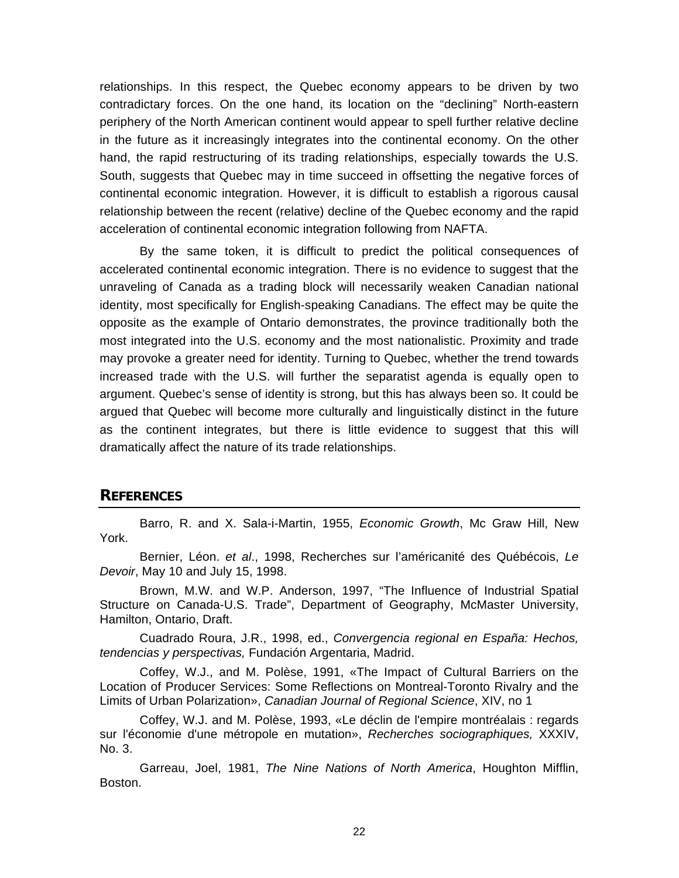relationships. In this respect, the Quebec economy appears to be driven by two contradictary forces. On the one hand, its location on the “declining” North-eastern periphery of the North American continent would appear to spell further relative decline in the future as it increasingly integrates into the continental economy. On the other hand, the rapid restructuring of its trading relationships, especially towards the U.S. South, suggests that Quebec may in time succeed in offsetting the negative forces of continental economic integration. However, it is difficult to establish a rigorous causal relationship between the recent (relative) decline of the Quebec economy and the rapid acceleration of continental economic integration following from NAFTA.

By the same token, it is difficult to predict the political consequences of accelerated continental economic integration. There is no evidence to suggest that the unraveling of Canada as a trading block will necessarily weaken Canadian national identity, most specifically for English-speaking Canadians. The effect may be quite the opposite as the example of Ontario demonstrates, the province traditionally both the most integrated into the U.S. economy and the most nationalistic. Proximity and trade may provoke a greater need for identity. Turning to Quebec, whether the trend towards increased trade with the U.S. will further the separatist agenda is equally open to argument. Quebec’s sense of identity is strong, but this has always been so. It could be argued that Quebec will become more culturally and linguistically distinct in the future as the continent integrates, but there is little evidence to suggest that this will dramatically affect the nature of its trade relationships.

## REFERENCES

Barro, R. and X. Sala-i-Martin, 1955, *Economic Growth*, Mc Graw Hill, New York.

Bernier, Léon. *et al*., 1998, Recherches sur l’américanité des Québécois, *Le Devoir*, May 10 and July 15, 1998.

Brown, M.W. and W.P. Anderson, 1997, “The Influence of Industrial Spatial Structure on Canada-U.S. Trade”, Department of Geography, McMaster University, Hamilton, Ontario, Draft.

Cuadrado Roura, J.R., 1998, ed., *Convergencia regional en España: Hechos, tendencias y perspectivas,* Fundación Argentaria, Madrid.

Coffey, W.J., and M. Polèse, 1991, «The Impact of Cultural Barriers on the Location of Producer Services: Some Reflections on Montreal-Toronto Rivalry and the Limits of Urban Polarization», *Canadian Journal of Regional Science*, XIV, no 1

Coffey, W.J. and M. Polèse, 1993, «Le déclin de l'empire montréalais : regards sur l'économie d'une métropole en mutation», *Recherches sociographiques,* XXXIV, No. 3.

Garreau, Joel, 1981, *The Nine Nations of North America*, Houghton Mifflin, Boston.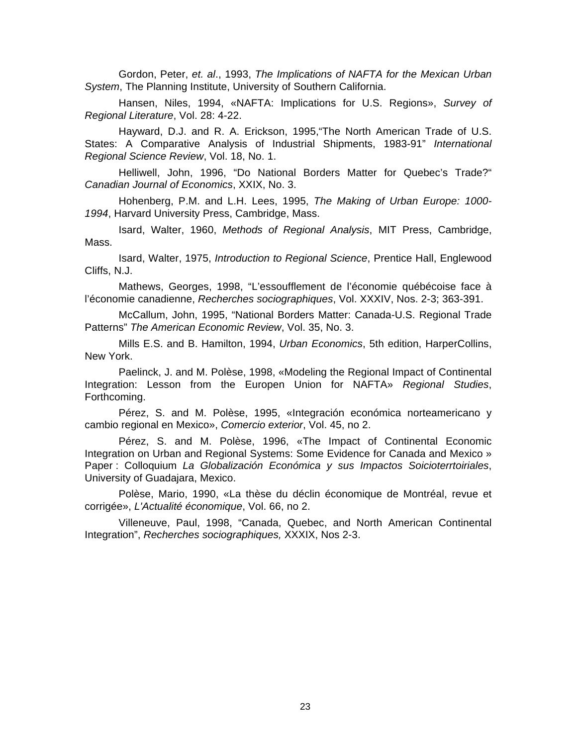Gordon, Peter, *et. al*., 1993, *The Implications of NAFTA for the Mexican Urban System*, The Planning Institute, University of Southern California.

Hansen, Niles, 1994, «NAFTA: Implications for U.S. Regions», *Survey of Regional Literature*, Vol. 28: 4-22.

Hayward, D.J. and R. A. Erickson, 1995,“The North American Trade of U.S. States: A Comparative Analysis of Industrial Shipments, 1983-91” *International Regional Science Review*, Vol. 18, No. 1.

Helliwell, John, 1996, “Do National Borders Matter for Quebec’s Trade?“ *Canadian Journal of Economics*, XXIX, No. 3.

Hohenberg, P.M. and L.H. Lees, 1995, *The Making of Urban Europe: 1000-1994*, Harvard University Press, Cambridge, Mass.

Isard, Walter, 1960, *Methods of Regional Analysis*, MIT Press, Cambridge, Mass.

Isard, Walter, 1975, *Introduction to Regional Science*, Prentice Hall, Englewood Cliffs, N.J.

Mathews, Georges, 1998, “L’essoufflement de l’économie québécoise face à l’économie canadienne, *Recherches sociographiques*, Vol. XXXIV, Nos. 2-3; 363-391.

McCallum, John, 1995, “National Borders Matter: Canada-U.S. Regional Trade Patterns” *The American Economic Review*, Vol. 35, No. 3.

Mills E.S. and B. Hamilton, 1994, *Urban Economics*, 5th edition, HarperCollins, New York.

Paelinck, J. and M. Polèse, 1998, «Modeling the Regional Impact of Continental Integration: Lesson from the Europen Union for NAFTA» *Regional Studies*, Forthcoming.

Pérez, S. and M. Polèse, 1995, «Integración económica norteamericano y cambio regional en Mexico», *Comercio exterior*, Vol. 45, no 2.

Pérez, S. and M. Polèse, 1996, «The Impact of Continental Economic Integration on Urban and Regional Systems: Some Evidence for Canada and Mexico » Paper : Colloquium *La Globalización Económica y sus Impactos Soicioterrtoiriales*, University of Guadajara, Mexico.

Polèse, Mario, 1990, «La thèse du déclin économique de Montréal, revue et corrigée», *L'Actualité économique*, Vol. 66, no 2.

Villeneuve, Paul, 1998, “Canada, Quebec, and North American Continental Integration”, *Recherches sociographiques,* XXXIX, Nos 2-3.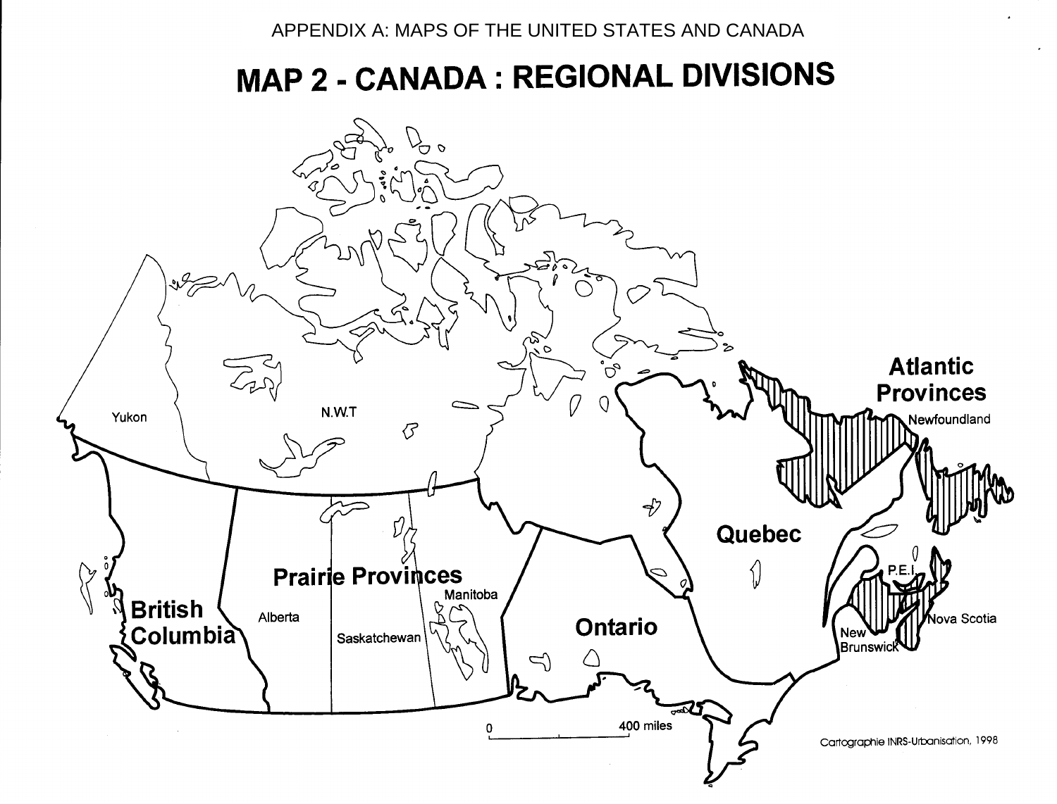APPENDIX A: MAPS OF THE UNITED STATES AND CANADA

# MAP 2 - CANADA : REGIONAL DIVISIONS

Atlantic Provinces

Newfoundland

Yukon

N.W.T

Quebec

Prairie Provinces

Manitoba

British Columbia

Alberta

Saskatchewan

Ontario

P.E.I.

Nova Scotia

New Brunswick

0 400 miles

Cartographie INRS-Urbanisation, 1998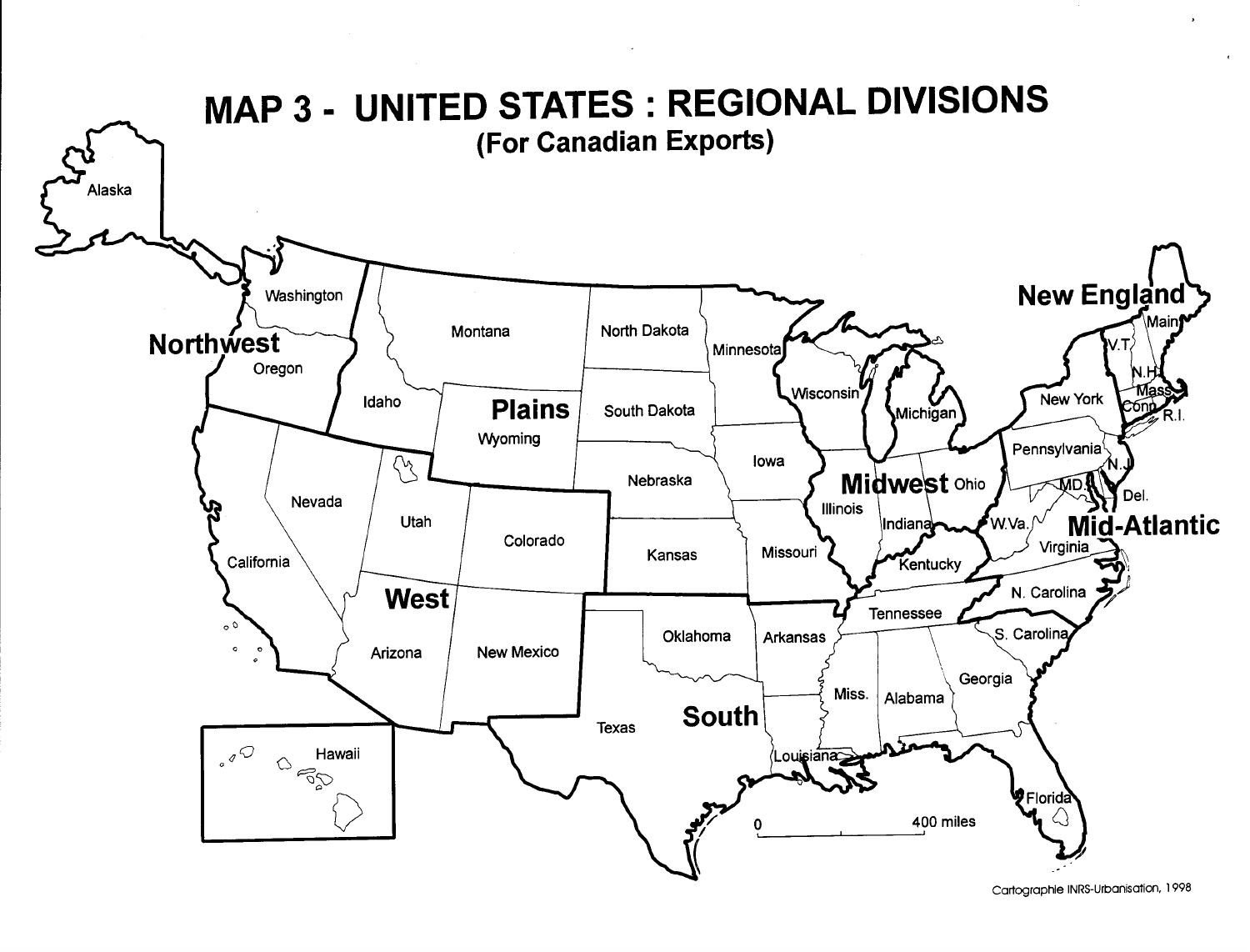# MAP 3 - UNITED STATES : REGIONAL DIVISIONS

## (For Canadian Exports)

Alaska

Washington

Northwest

Oregon

Montana

North Dakota

Minnesota

Idaho

Plains

Wyoming

South Dakota

Wisconsin

Michigan

New England

Main

V.T.

N.H.

Mass.

Conn.

R.I.

New York

Pennsylvania

N.J.

MD.

Del.

Nevada

Utah

Colorado

Nebraska

Iowa

Midwest

Ohio

Illinois

Indiana

W.Va.

Mid-Atlantic

Virginia

California

Kansas

Missouri

Kentucky

West

N. Carolina

Tennessee

Oklahoma

Arkansas

S. Carolina

Arizona

New Mexico

Miss.

Alabama

Georgia

South

Texas

Louisiana

Florida

Hawaii

0 400 miles

Cartographie INRS-Urbanisation, 1998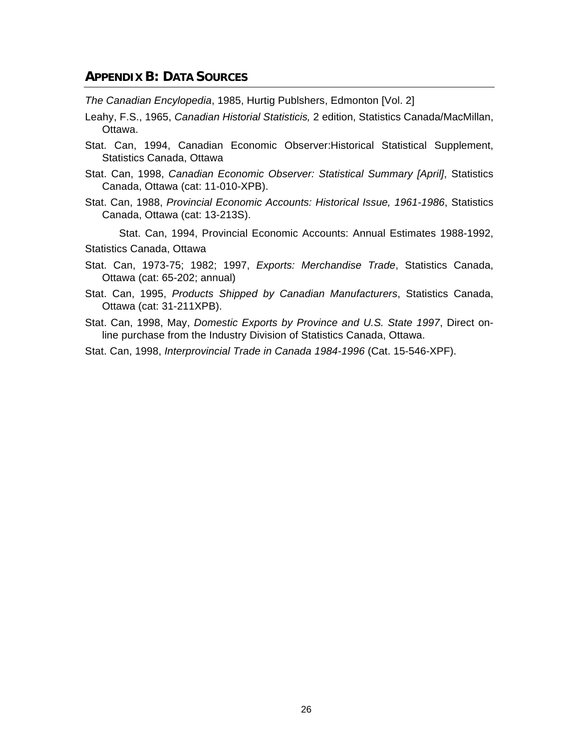## APPENDIX B: DATA SOURCES

*The Canadian Encylopedia*, 1985, Hurtig Publshers, Edmonton [Vol. 2]

Leahy, F.S., 1965, *Canadian Historial Statisticis,* 2 edition, Statistics Canada/MacMillan, Ottawa.

Stat. Can, 1994, Canadian Economic Observer:Historical Statistical Supplement, Statistics Canada, Ottawa

Stat. Can, 1998, *Canadian Economic Observer: Statistical Summary [April]*, Statistics Canada, Ottawa (cat: 11-010-XPB).

Stat. Can, 1988, *Provincial Economic Accounts: Historical Issue, 1961-1986*, Statistics Canada, Ottawa (cat: 13-213S).

Stat. Can, 1994, Provincial Economic Accounts: Annual Estimates 1988-1992, Statistics Canada, Ottawa

Stat. Can, 1973-75; 1982; 1997, *Exports: Merchandise Trade*, Statistics Canada, Ottawa (cat: 65-202; annual)

Stat. Can, 1995, *Products Shipped by Canadian Manufacturers*, Statistics Canada, Ottawa (cat: 31-211XPB).

Stat. Can, 1998, May, *Domestic Exports by Province and U.S. State 1997*, Direct on-line purchase from the Industry Division of Statistics Canada, Ottawa.

Stat. Can, 1998, *Interprovincial Trade in Canada 1984-1996* (Cat. 15-546-XPF).